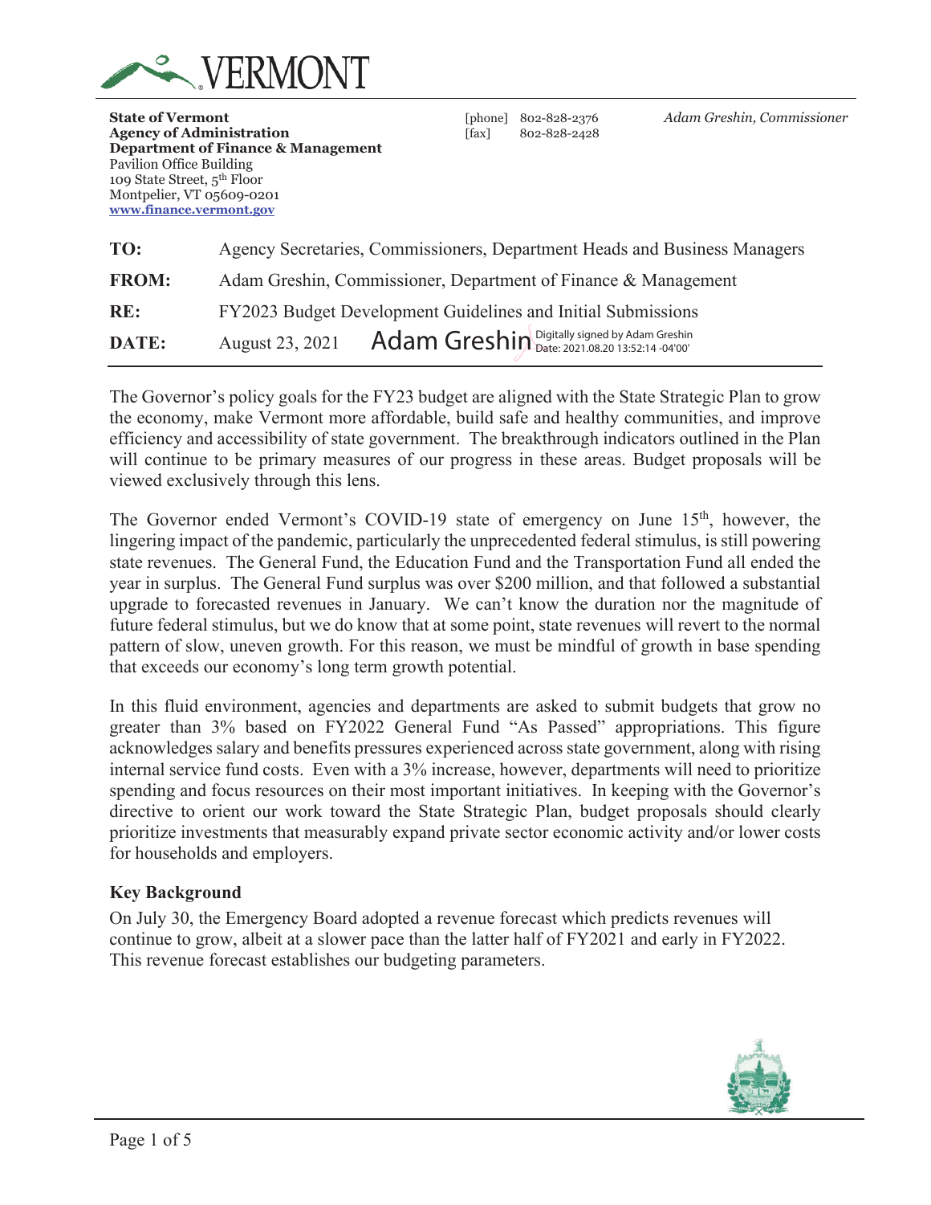**VERMONT**

**State of Vermont**
**Agency of Administration**
**Department of Finance & Management**
Pavilion Office Building
109 State Street, 5th Floor
Montpelier, VT 05609-0201
**www.finance.vermont.gov**

[phone] 802-828-2376
[fax] 802-828-2428

*Adam Greshin, Commissioner*

| | |
|---|---|
| **TO:** | Agency Secretaries, Commissioners, Department Heads and Business Managers |
| **FROM:** | Adam Greshin, Commissioner, Department of Finance & Management |
| **RE:** | FY2023 Budget Development Guidelines and Initial Submissions |
| **DATE:** | August 23, 2021 Adam Greshin Digitally signed by Adam Greshin Date: 2021.08.20 13:52:14 -04'00' |

The Governor's policy goals for the FY23 budget are aligned with the State Strategic Plan to grow the economy, make Vermont more affordable, build safe and healthy communities, and improve efficiency and accessibility of state government. The breakthrough indicators outlined in the Plan will continue to be primary measures of our progress in these areas. Budget proposals will be viewed exclusively through this lens.

The Governor ended Vermont's COVID-19 state of emergency on June 15th, however, the lingering impact of the pandemic, particularly the unprecedented federal stimulus, is still powering state revenues. The General Fund, the Education Fund and the Transportation Fund all ended the year in surplus. The General Fund surplus was over $200 million, and that followed a substantial upgrade to forecasted revenues in January. We can't know the duration nor the magnitude of future federal stimulus, but we do know that at some point, state revenues will revert to the normal pattern of slow, uneven growth. For this reason, we must be mindful of growth in base spending that exceeds our economy's long term growth potential.

In this fluid environment, agencies and departments are asked to submit budgets that grow no greater than 3% based on FY2022 General Fund "As Passed" appropriations. This figure acknowledges salary and benefits pressures experienced across state government, along with rising internal service fund costs. Even with a 3% increase, however, departments will need to prioritize spending and focus resources on their most important initiatives. In keeping with the Governor's directive to orient our work toward the State Strategic Plan, budget proposals should clearly prioritize investments that measurably expand private sector economic activity and/or lower costs for households and employers.

**Key Background**

On July 30, the Emergency Board adopted a revenue forecast which predicts revenues will continue to grow, albeit at a slower pace than the latter half of FY2021 and early in FY2022. This revenue forecast establishes our budgeting parameters.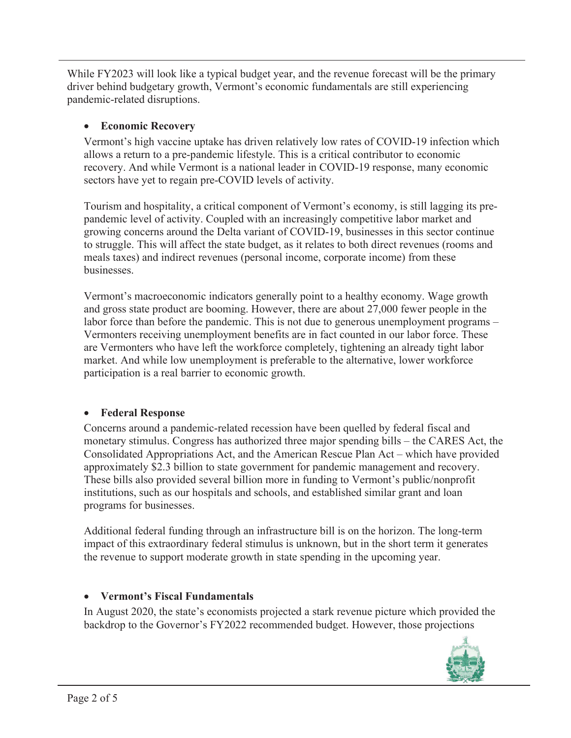While FY2023 will look like a typical budget year, and the revenue forecast will be the primary driver behind budgetary growth, Vermont's economic fundamentals are still experiencing pandemic-related disruptions.

- **Economic Recovery**

  Vermont's high vaccine uptake has driven relatively low rates of COVID-19 infection which allows a return to a pre-pandemic lifestyle. This is a critical contributor to economic recovery. And while Vermont is a national leader in COVID-19 response, many economic sectors have yet to regain pre-COVID levels of activity.

  Tourism and hospitality, a critical component of Vermont's economy, is still lagging its pre-pandemic level of activity. Coupled with an increasingly competitive labor market and growing concerns around the Delta variant of COVID-19, businesses in this sector continue to struggle. This will affect the state budget, as it relates to both direct revenues (rooms and meals taxes) and indirect revenues (personal income, corporate income) from these businesses.

  Vermont's macroeconomic indicators generally point to a healthy economy. Wage growth and gross state product are booming. However, there are about 27,000 fewer people in the labor force than before the pandemic. This is not due to generous unemployment programs – Vermonters receiving unemployment benefits are in fact counted in our labor force. These are Vermonters who have left the workforce completely, tightening an already tight labor market. And while low unemployment is preferable to the alternative, lower workforce participation is a real barrier to economic growth.

- **Federal Response**

  Concerns around a pandemic-related recession have been quelled by federal fiscal and monetary stimulus. Congress has authorized three major spending bills – the CARES Act, the Consolidated Appropriations Act, and the American Rescue Plan Act – which have provided approximately $2.3 billion to state government for pandemic management and recovery. These bills also provided several billion more in funding to Vermont's public/nonprofit institutions, such as our hospitals and schools, and established similar grant and loan programs for businesses.

  Additional federal funding through an infrastructure bill is on the horizon. The long-term impact of this extraordinary federal stimulus is unknown, but in the short term it generates the revenue to support moderate growth in state spending in the upcoming year.

- **Vermont's Fiscal Fundamentals**

  In August 2020, the state's economists projected a stark revenue picture which provided the backdrop to the Governor's FY2022 recommended budget. However, those projections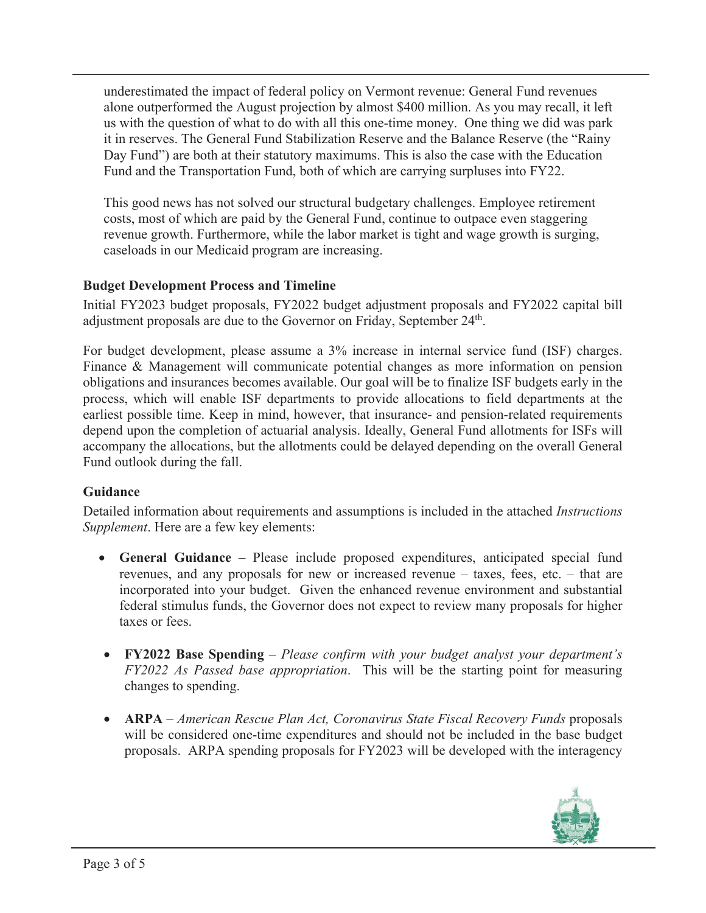underestimated the impact of federal policy on Vermont revenue: General Fund revenues alone outperformed the August projection by almost $400 million. As you may recall, it left us with the question of what to do with all this one-time money. One thing we did was park it in reserves. The General Fund Stabilization Reserve and the Balance Reserve (the "Rainy Day Fund") are both at their statutory maximums. This is also the case with the Education Fund and the Transportation Fund, both of which are carrying surpluses into FY22.

This good news has not solved our structural budgetary challenges. Employee retirement costs, most of which are paid by the General Fund, continue to outpace even staggering revenue growth. Furthermore, while the labor market is tight and wage growth is surging, caseloads in our Medicaid program are increasing.

### Budget Development Process and Timeline

Initial FY2023 budget proposals, FY2022 budget adjustment proposals and FY2022 capital bill adjustment proposals are due to the Governor on Friday, September 24th.

For budget development, please assume a 3% increase in internal service fund (ISF) charges. Finance & Management will communicate potential changes as more information on pension obligations and insurances becomes available. Our goal will be to finalize ISF budgets early in the process, which will enable ISF departments to provide allocations to field departments at the earliest possible time. Keep in mind, however, that insurance- and pension-related requirements depend upon the completion of actuarial analysis. Ideally, General Fund allotments for ISFs will accompany the allocations, but the allotments could be delayed depending on the overall General Fund outlook during the fall.

### Guidance

Detailed information about requirements and assumptions is included in the attached *Instructions Supplement*. Here are a few key elements:

- **General Guidance** – Please include proposed expenditures, anticipated special fund revenues, and any proposals for new or increased revenue – taxes, fees, etc. – that are incorporated into your budget. Given the enhanced revenue environment and substantial federal stimulus funds, the Governor does not expect to review many proposals for higher taxes or fees.
- **FY2022 Base Spending** – *Please confirm with your budget analyst your department's FY2022 As Passed base appropriation*. This will be the starting point for measuring changes to spending.
- **ARPA** – *American Rescue Plan Act, Coronavirus State Fiscal Recovery Funds* proposals will be considered one-time expenditures and should not be included in the base budget proposals. ARPA spending proposals for FY2023 will be developed with the interagency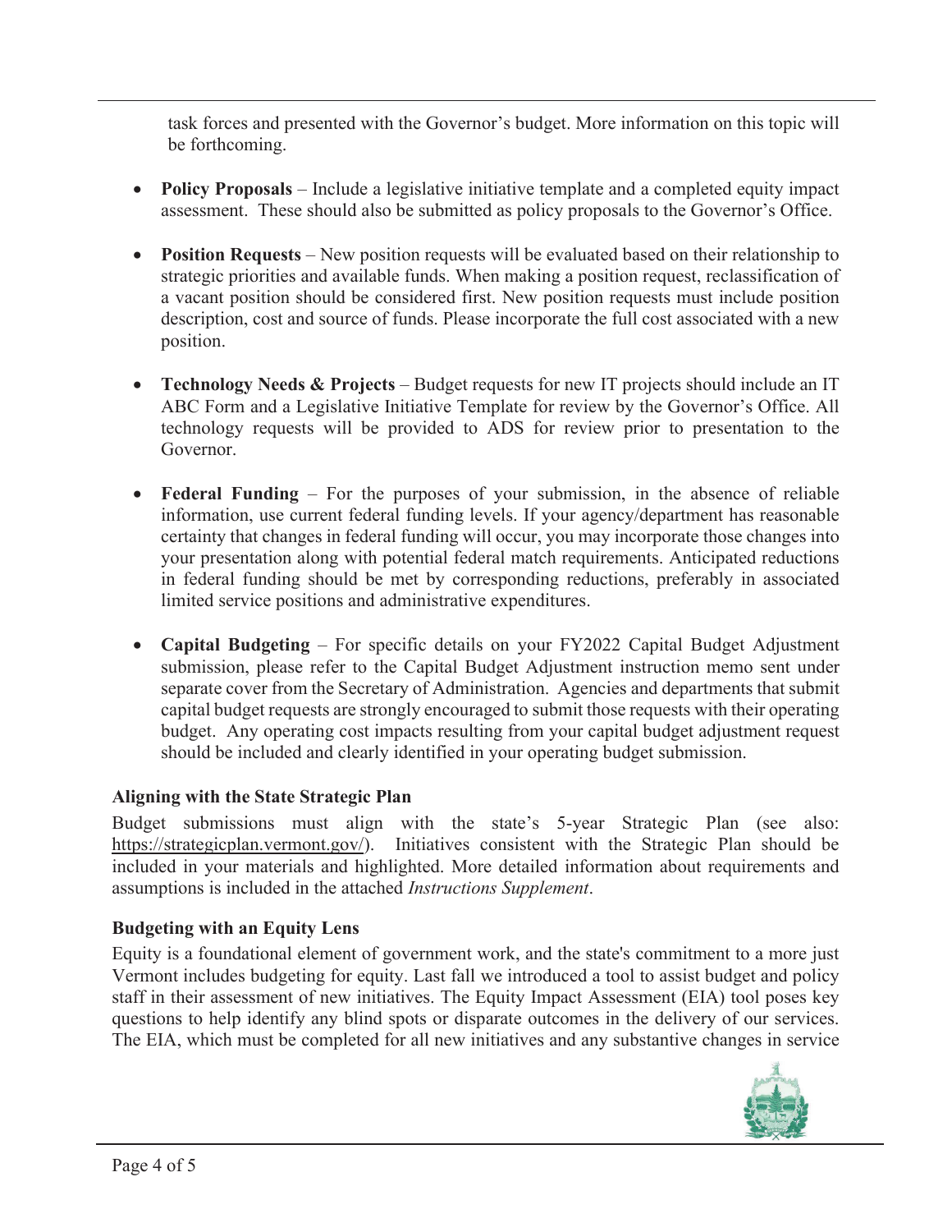task forces and presented with the Governor's budget. More information on this topic will be forthcoming.

- **Policy Proposals** – Include a legislative initiative template and a completed equity impact assessment. These should also be submitted as policy proposals to the Governor's Office.

- **Position Requests** – New position requests will be evaluated based on their relationship to strategic priorities and available funds. When making a position request, reclassification of a vacant position should be considered first. New position requests must include position description, cost and source of funds. Please incorporate the full cost associated with a new position.

- **Technology Needs & Projects** – Budget requests for new IT projects should include an IT ABC Form and a Legislative Initiative Template for review by the Governor's Office. All technology requests will be provided to ADS for review prior to presentation to the Governor.

- **Federal Funding** – For the purposes of your submission, in the absence of reliable information, use current federal funding levels. If your agency/department has reasonable certainty that changes in federal funding will occur, you may incorporate those changes into your presentation along with potential federal match requirements. Anticipated reductions in federal funding should be met by corresponding reductions, preferably in associated limited service positions and administrative expenditures.

- **Capital Budgeting** – For specific details on your FY2022 Capital Budget Adjustment submission, please refer to the Capital Budget Adjustment instruction memo sent under separate cover from the Secretary of Administration. Agencies and departments that submit capital budget requests are strongly encouraged to submit those requests with their operating budget. Any operating cost impacts resulting from your capital budget adjustment request should be included and clearly identified in your operating budget submission.

### Aligning with the State Strategic Plan

Budget submissions must align with the state's 5-year Strategic Plan (see also: https://strategicplan.vermont.gov/). Initiatives consistent with the Strategic Plan should be included in your materials and highlighted. More detailed information about requirements and assumptions is included in the attached *Instructions Supplement*.

### Budgeting with an Equity Lens

Equity is a foundational element of government work, and the state's commitment to a more just Vermont includes budgeting for equity. Last fall we introduced a tool to assist budget and policy staff in their assessment of new initiatives. The Equity Impact Assessment (EIA) tool poses key questions to help identify any blind spots or disparate outcomes in the delivery of our services. The EIA, which must be completed for all new initiatives and any substantive changes in service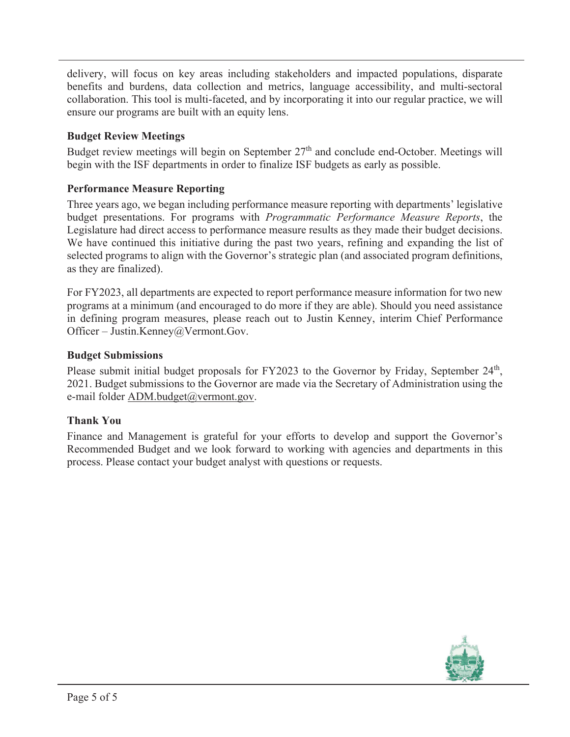delivery, will focus on key areas including stakeholders and impacted populations, disparate benefits and burdens, data collection and metrics, language accessibility, and multi-sectoral collaboration. This tool is multi-faceted, and by incorporating it into our regular practice, we will ensure our programs are built with an equity lens.

### Budget Review Meetings

Budget review meetings will begin on September 27th and conclude end-October. Meetings will begin with the ISF departments in order to finalize ISF budgets as early as possible.

### Performance Measure Reporting

Three years ago, we began including performance measure reporting with departments' legislative budget presentations. For programs with *Programmatic Performance Measure Reports*, the Legislature had direct access to performance measure results as they made their budget decisions. We have continued this initiative during the past two years, refining and expanding the list of selected programs to align with the Governor's strategic plan (and associated program definitions, as they are finalized).

For FY2023, all departments are expected to report performance measure information for two new programs at a minimum (and encouraged to do more if they are able). Should you need assistance in defining program measures, please reach out to Justin Kenney, interim Chief Performance Officer – Justin.Kenney@Vermont.Gov.

### Budget Submissions

Please submit initial budget proposals for FY2023 to the Governor by Friday, September 24th, 2021. Budget submissions to the Governor are made via the Secretary of Administration using the e-mail folder ADM.budget@vermont.gov.

### Thank You

Finance and Management is grateful for your efforts to develop and support the Governor's Recommended Budget and we look forward to working with agencies and departments in this process. Please contact your budget analyst with questions or requests.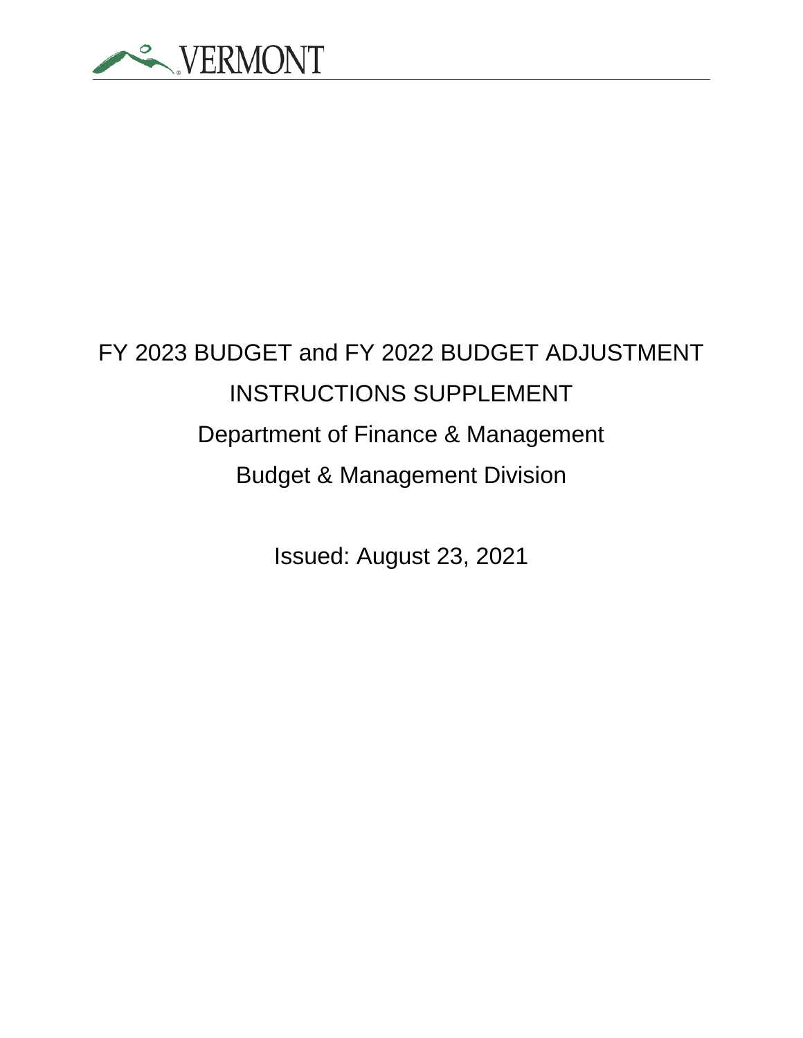# FY 2023 BUDGET and FY 2022 BUDGET ADJUSTMENT

## INSTRUCTIONS SUPPLEMENT

Department of Finance & Management

Budget & Management Division

Issued: August 23, 2021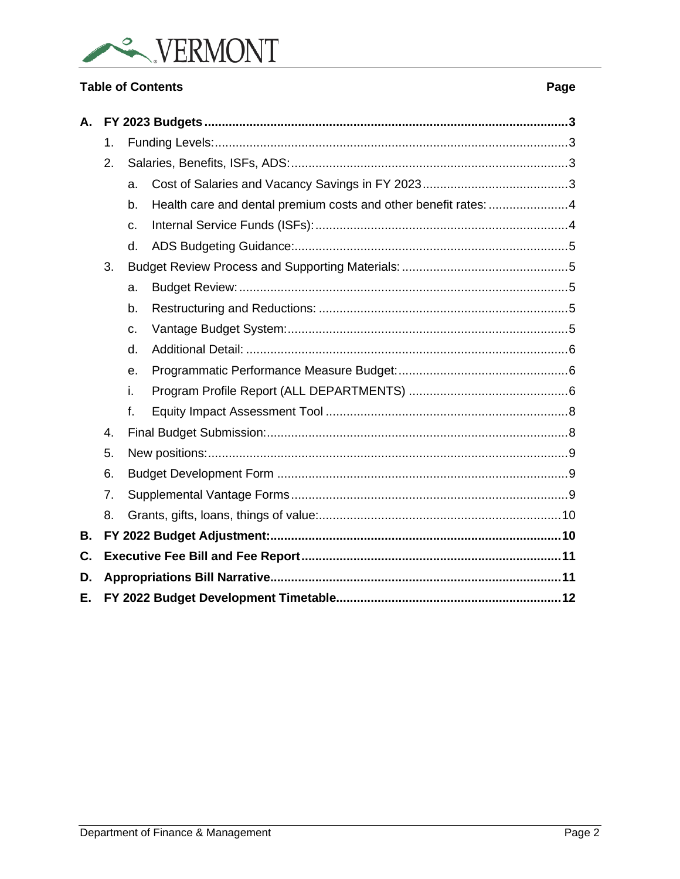## Table of Contents

| | | | Page |
|---|---|---|---|
| **A.** | **FY 2023 Budgets** | | **3** |
| | 1. | Funding Levels: | 3 |
| | 2. | Salaries, Benefits, ISFs, ADS: | 3 |
| | | a. Cost of Salaries and Vacancy Savings in FY 2023 | 3 |
| | | b. Health care and dental premium costs and other benefit rates: | 4 |
| | | c. Internal Service Funds (ISFs): | 4 |
| | | d. ADS Budgeting Guidance: | 5 |
| | 3. | Budget Review Process and Supporting Materials: | 5 |
| | | a. Budget Review: | 5 |
| | | b. Restructuring and Reductions: | 5 |
| | | c. Vantage Budget System: | 5 |
| | | d. Additional Detail: | 6 |
| | | e. Programmatic Performance Measure Budget: | 6 |
| | | i. Program Profile Report (ALL DEPARTMENTS) | 6 |
| | | f. Equity Impact Assessment Tool | 8 |
| | 4. | Final Budget Submission: | 8 |
| | 5. | New positions: | 9 |
| | 6. | Budget Development Form | 9 |
| | 7. | Supplemental Vantage Forms | 9 |
| | 8. | Grants, gifts, loans, things of value: | 10 |
| **B.** | **FY 2022 Budget Adjustment:** | | **10** |
| **C.** | **Executive Fee Bill and Fee Report** | | **11** |
| **D.** | **Appropriations Bill Narrative** | | **11** |
| **E.** | **FY 2022 Budget Development Timetable** | | **12** |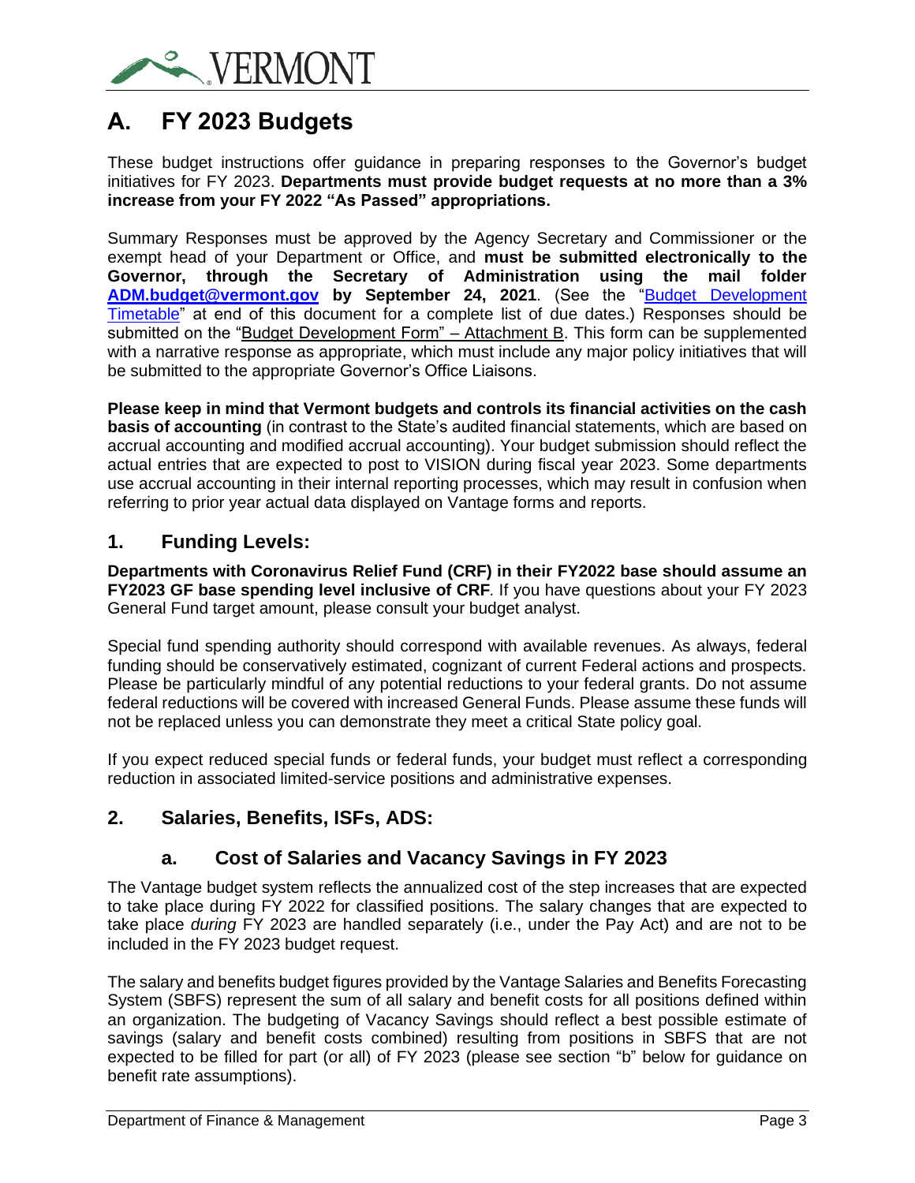# A. FY 2023 Budgets

These budget instructions offer guidance in preparing responses to the Governor's budget initiatives for FY 2023. **Departments must provide budget requests at no more than a 3% increase from your FY 2022 "As Passed" appropriations.**

Summary Responses must be approved by the Agency Secretary and Commissioner or the exempt head of your Department or Office, and **must be submitted electronically to the Governor, through the Secretary of Administration using the mail folder ADM.budget@vermont.gov by September 24, 2021**. (See the "Budget Development Timetable" at end of this document for a complete list of due dates.) Responses should be submitted on the "Budget Development Form" – Attachment B. This form can be supplemented with a narrative response as appropriate, which must include any major policy initiatives that will be submitted to the appropriate Governor's Office Liaisons.

**Please keep in mind that Vermont budgets and controls its financial activities on the cash basis of accounting** (in contrast to the State's audited financial statements, which are based on accrual accounting and modified accrual accounting). Your budget submission should reflect the actual entries that are expected to post to VISION during fiscal year 2023. Some departments use accrual accounting in their internal reporting processes, which may result in confusion when referring to prior year actual data displayed on Vantage forms and reports.

## 1. Funding Levels:

**Departments with Coronavirus Relief Fund (CRF) in their FY2022 base should assume an FY2023 GF base spending level inclusive of CRF***.* If you have questions about your FY 2023 General Fund target amount, please consult your budget analyst.

Special fund spending authority should correspond with available revenues. As always, federal funding should be conservatively estimated, cognizant of current Federal actions and prospects. Please be particularly mindful of any potential reductions to your federal grants. Do not assume federal reductions will be covered with increased General Funds. Please assume these funds will not be replaced unless you can demonstrate they meet a critical State policy goal.

If you expect reduced special funds or federal funds, your budget must reflect a corresponding reduction in associated limited-service positions and administrative expenses.

## 2. Salaries, Benefits, ISFs, ADS:

### a. Cost of Salaries and Vacancy Savings in FY 2023

The Vantage budget system reflects the annualized cost of the step increases that are expected to take place during FY 2022 for classified positions. The salary changes that are expected to take place *during* FY 2023 are handled separately (i.e., under the Pay Act) and are not to be included in the FY 2023 budget request.

The salary and benefits budget figures provided by the Vantage Salaries and Benefits Forecasting System (SBFS) represent the sum of all salary and benefit costs for all positions defined within an organization. The budgeting of Vacancy Savings should reflect a best possible estimate of savings (salary and benefit costs combined) resulting from positions in SBFS that are not expected to be filled for part (or all) of FY 2023 (please see section "b" below for guidance on benefit rate assumptions).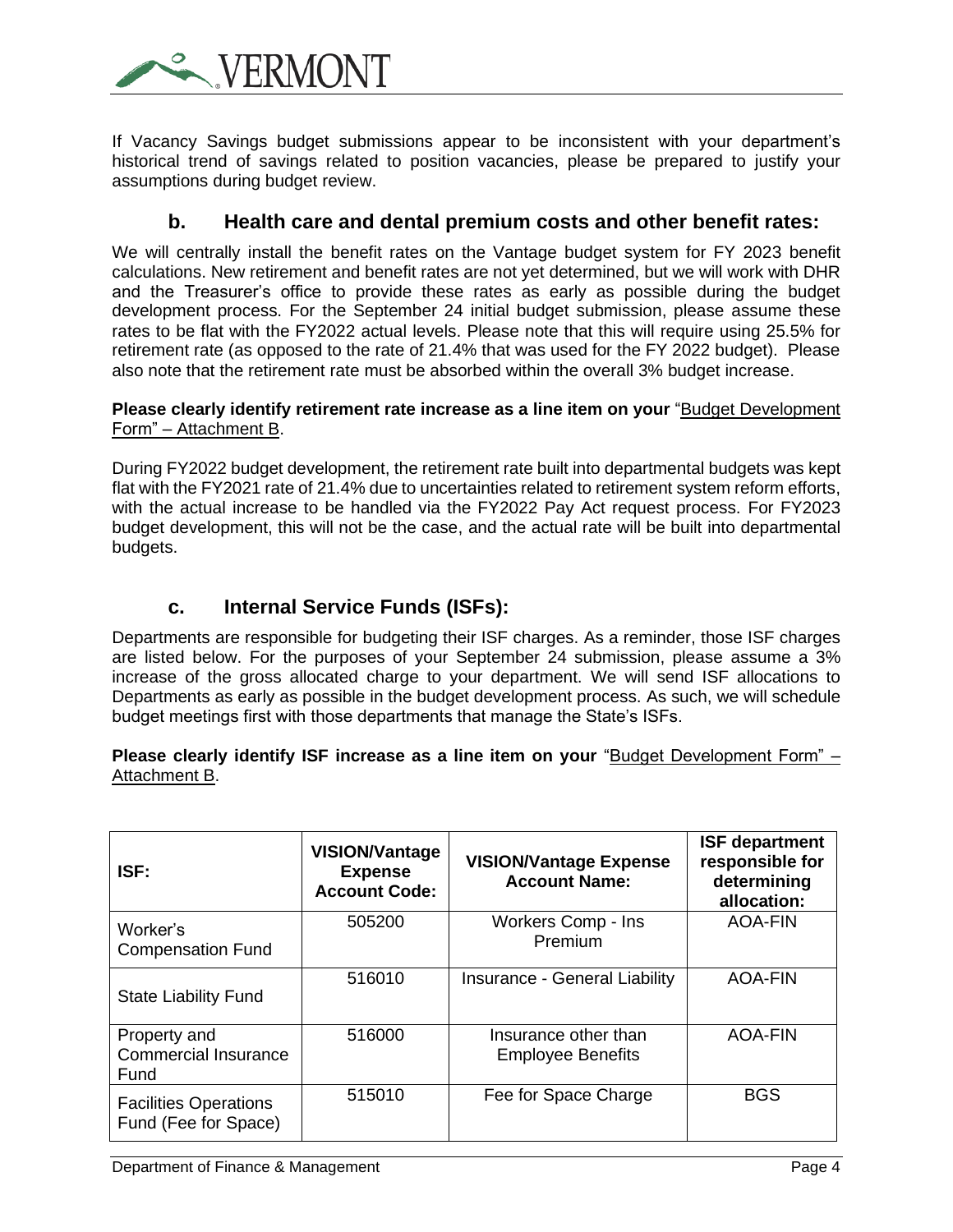If Vacancy Savings budget submissions appear to be inconsistent with your department's historical trend of savings related to position vacancies, please be prepared to justify your assumptions during budget review.

### b. Health care and dental premium costs and other benefit rates:

We will centrally install the benefit rates on the Vantage budget system for FY 2023 benefit calculations. New retirement and benefit rates are not yet determined, but we will work with DHR and the Treasurer's office to provide these rates as early as possible during the budget development process. For the September 24 initial budget submission, please assume these rates to be flat with the FY2022 actual levels. Please note that this will require using 25.5% for retirement rate (as opposed to the rate of 21.4% that was used for the FY 2022 budget). Please also note that the retirement rate must be absorbed within the overall 3% budget increase.

**Please clearly identify retirement rate increase as a line item on your** "Budget Development Form" – Attachment B.

During FY2022 budget development, the retirement rate built into departmental budgets was kept flat with the FY2021 rate of 21.4% due to uncertainties related to retirement system reform efforts, with the actual increase to be handled via the FY2022 Pay Act request process. For FY2023 budget development, this will not be the case, and the actual rate will be built into departmental budgets.

### c. Internal Service Funds (ISFs):

Departments are responsible for budgeting their ISF charges. As a reminder, those ISF charges are listed below. For the purposes of your September 24 submission, please assume a 3% increase of the gross allocated charge to your department. We will send ISF allocations to Departments as early as possible in the budget development process. As such, we will schedule budget meetings first with those departments that manage the State's ISFs.

**Please clearly identify ISF increase as a line item on your** "Budget Development Form" – Attachment B.

| ISF: | VISION/Vantage Expense Account Code: | VISION/Vantage Expense Account Name: | ISF department responsible for determining allocation: |
|---|---|---|---|
| Worker's Compensation Fund | 505200 | Workers Comp - Ins Premium | AOA-FIN |
| State Liability Fund | 516010 | Insurance - General Liability | AOA-FIN |
| Property and Commercial Insurance Fund | 516000 | Insurance other than Employee Benefits | AOA-FIN |
| Facilities Operations Fund (Fee for Space) | 515010 | Fee for Space Charge | BGS |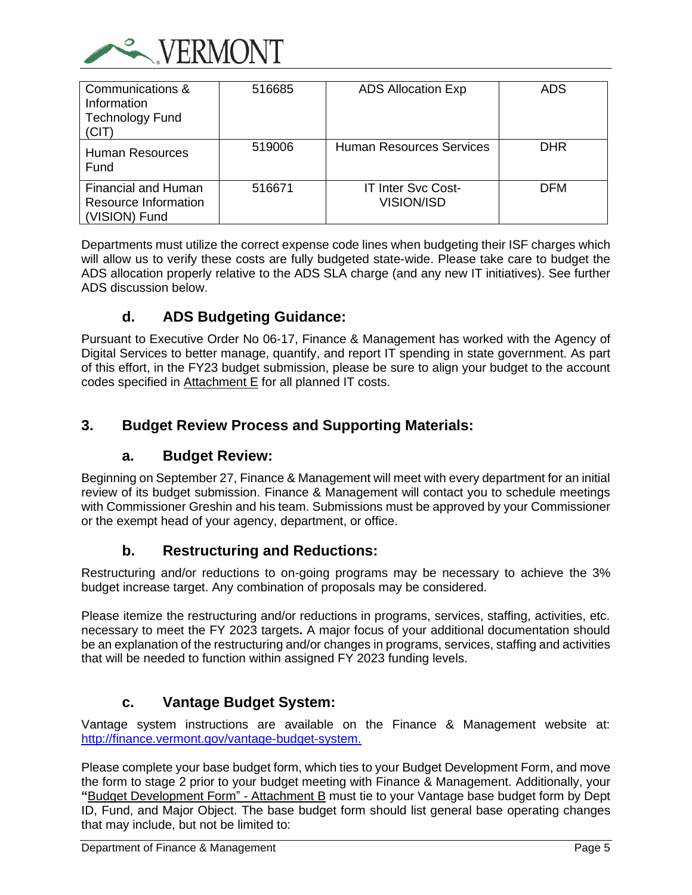| Communications & Information Technology Fund (CIT) | 516685 | ADS Allocation Exp | ADS |
|---|---|---|---|
| Human Resources Fund | 519006 | Human Resources Services | DHR |
| Financial and Human Resource Information (VISION) Fund | 516671 | IT Inter Svc Cost-VISION/ISD | DFM |

Departments must utilize the correct expense code lines when budgeting their ISF charges which will allow us to verify these costs are fully budgeted state-wide. Please take care to budget the ADS allocation properly relative to the ADS SLA charge (and any new IT initiatives). See further ADS discussion below.

### d. ADS Budgeting Guidance:

Pursuant to Executive Order No 06-17, Finance & Management has worked with the Agency of Digital Services to better manage, quantify, and report IT spending in state government. As part of this effort, in the FY23 budget submission, please be sure to align your budget to the account codes specified in Attachment E for all planned IT costs.

## 3. Budget Review Process and Supporting Materials:

### a. Budget Review:

Beginning on September 27, Finance & Management will meet with every department for an initial review of its budget submission. Finance & Management will contact you to schedule meetings with Commissioner Greshin and his team. Submissions must be approved by your Commissioner or the exempt head of your agency, department, or office.

### b. Restructuring and Reductions:

Restructuring and/or reductions to on-going programs may be necessary to achieve the 3% budget increase target. Any combination of proposals may be considered.

Please itemize the restructuring and/or reductions in programs, services, staffing, activities, etc. necessary to meet the FY 2023 targets**.** A major focus of your additional documentation should be an explanation of the restructuring and/or changes in programs, services, staffing and activities that will be needed to function within assigned FY 2023 funding levels.

### c. Vantage Budget System:

Vantage system instructions are available on the Finance & Management website at: http://finance.vermont.gov/vantage-budget-system.

Please complete your base budget form, which ties to your Budget Development Form, and move the form to stage 2 prior to your budget meeting with Finance & Management. Additionally, your **"**Budget Development Form" - Attachment B must tie to your Vantage base budget form by Dept ID, Fund, and Major Object. The base budget form should list general base operating changes that may include, but not be limited to: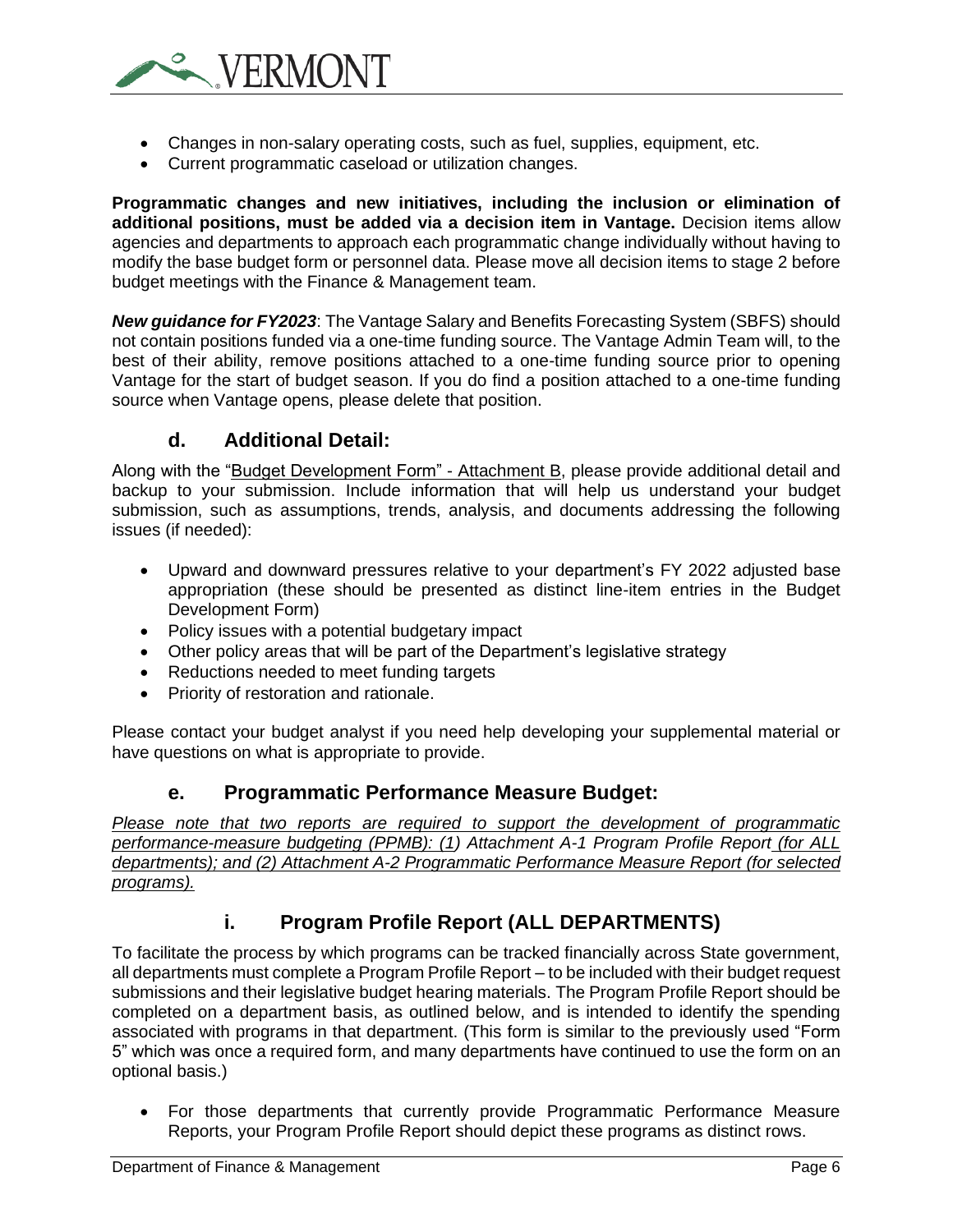- Changes in non-salary operating costs, such as fuel, supplies, equipment, etc.
- Current programmatic caseload or utilization changes.

**Programmatic changes and new initiatives, including the inclusion or elimination of additional positions, must be added via a decision item in Vantage.** Decision items allow agencies and departments to approach each programmatic change individually without having to modify the base budget form or personnel data. Please move all decision items to stage 2 before budget meetings with the Finance & Management team.

***New guidance for FY2023***: The Vantage Salary and Benefits Forecasting System (SBFS) should not contain positions funded via a one-time funding source. The Vantage Admin Team will, to the best of their ability, remove positions attached to a one-time funding source prior to opening Vantage for the start of budget season. If you do find a position attached to a one-time funding source when Vantage opens, please delete that position.

### d. Additional Detail:

Along with the "Budget Development Form" - Attachment B, please provide additional detail and backup to your submission. Include information that will help us understand your budget submission, such as assumptions, trends, analysis, and documents addressing the following issues (if needed):

- Upward and downward pressures relative to your department's FY 2022 adjusted base appropriation (these should be presented as distinct line-item entries in the Budget Development Form)
- Policy issues with a potential budgetary impact
- Other policy areas that will be part of the Department's legislative strategy
- Reductions needed to meet funding targets
- Priority of restoration and rationale.

Please contact your budget analyst if you need help developing your supplemental material or have questions on what is appropriate to provide.

### e. Programmatic Performance Measure Budget:

*Please note that two reports are required to support the development of programmatic performance-measure budgeting (PPMB): (1) Attachment A-1 Program Profile Report (for ALL departments); and (2) Attachment A-2 Programmatic Performance Measure Report (for selected programs).*

#### i. Program Profile Report (ALL DEPARTMENTS)

To facilitate the process by which programs can be tracked financially across State government, all departments must complete a Program Profile Report – to be included with their budget request submissions and their legislative budget hearing materials. The Program Profile Report should be completed on a department basis, as outlined below, and is intended to identify the spending associated with programs in that department. (This form is similar to the previously used "Form 5" which was once a required form, and many departments have continued to use the form on an optional basis.)

- For those departments that currently provide Programmatic Performance Measure Reports, your Program Profile Report should depict these programs as distinct rows.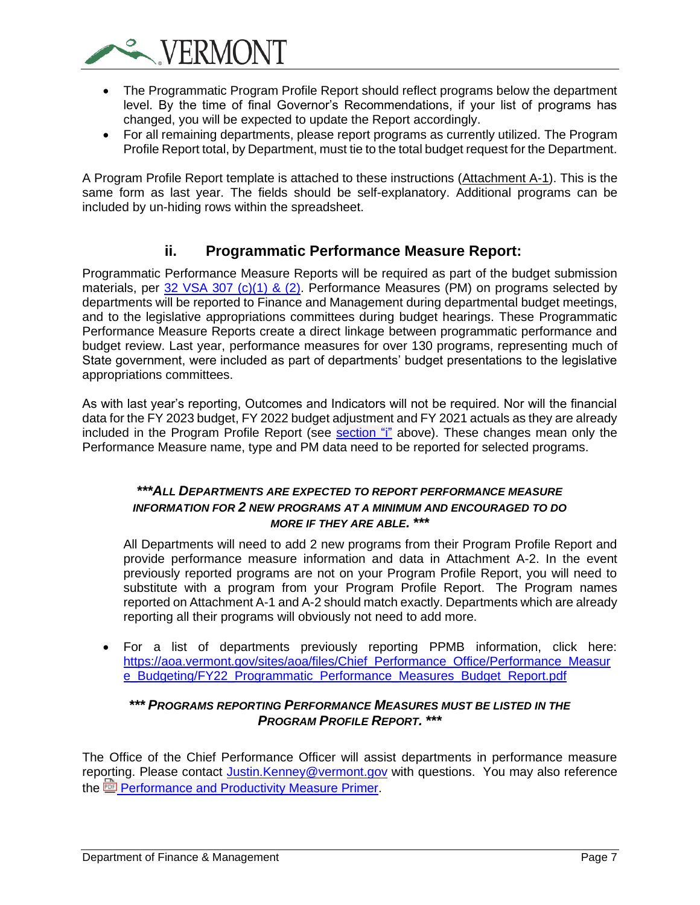- The Programmatic Program Profile Report should reflect programs below the department level. By the time of final Governor's Recommendations, if your list of programs has changed, you will be expected to update the Report accordingly.
- For all remaining departments, please report programs as currently utilized. The Program Profile Report total, by Department, must tie to the total budget request for the Department.

A Program Profile Report template is attached to these instructions (Attachment A-1). This is the same form as last year. The fields should be self-explanatory. Additional programs can be included by un-hiding rows within the spreadsheet.

### ii. Programmatic Performance Measure Report:

Programmatic Performance Measure Reports will be required as part of the budget submission materials, per [32 VSA 307 (c)(1) & (2)](). Performance Measures (PM) on programs selected by departments will be reported to Finance and Management during departmental budget meetings, and to the legislative appropriations committees during budget hearings. These Programmatic Performance Measure Reports create a direct linkage between programmatic performance and budget review. Last year, performance measures for over 130 programs, representing much of State government, were included as part of departments' budget presentations to the legislative appropriations committees.

As with last year's reporting, Outcomes and Indicators will not be required. Nor will the financial data for the FY 2023 budget, FY 2022 budget adjustment and FY 2021 actuals as they are already included in the Program Profile Report (see [section "i"]() above). These changes mean only the Performance Measure name, type and PM data need to be reported for selected programs.

***ALL DEPARTMENTS ARE EXPECTED TO REPORT PERFORMANCE MEASURE INFORMATION FOR 2 NEW PROGRAMS AT A MINIMUM AND ENCOURAGED TO DO MORE IF THEY ARE ABLE. *****

All Departments will need to add 2 new programs from their Program Profile Report and provide performance measure information and data in Attachment A-2. In the event previously reported programs are not on your Program Profile Report, you will need to substitute with a program from your Program Profile Report. The Program names reported on Attachment A-1 and A-2 should match exactly. Departments which are already reporting all their programs will obviously not need to add more.

- For a list of departments previously reporting PPMB information, click here: [https://aoa.vermont.gov/sites/aoa/files/Chief_Performance_Office/Performance_Measure_Budgeting/FY22_Programmatic_Performance_Measures_Budget_Report.pdf](https://aoa.vermont.gov/sites/aoa/files/Chief_Performance_Office/Performance_Measure_Budgeting/FY22_Programmatic_Performance_Measures_Budget_Report.pdf)

***\*\*\* PROGRAMS REPORTING PERFORMANCE MEASURES MUST BE LISTED IN THE PROGRAM PROFILE REPORT. \*\*\****

The Office of the Chief Performance Officer will assist departments in performance measure reporting. Please contact [Justin.Kenney@vermont.gov](mailto:Justin.Kenney@vermont.gov) with questions. You may also reference the [Performance and Productivity Measure Primer]().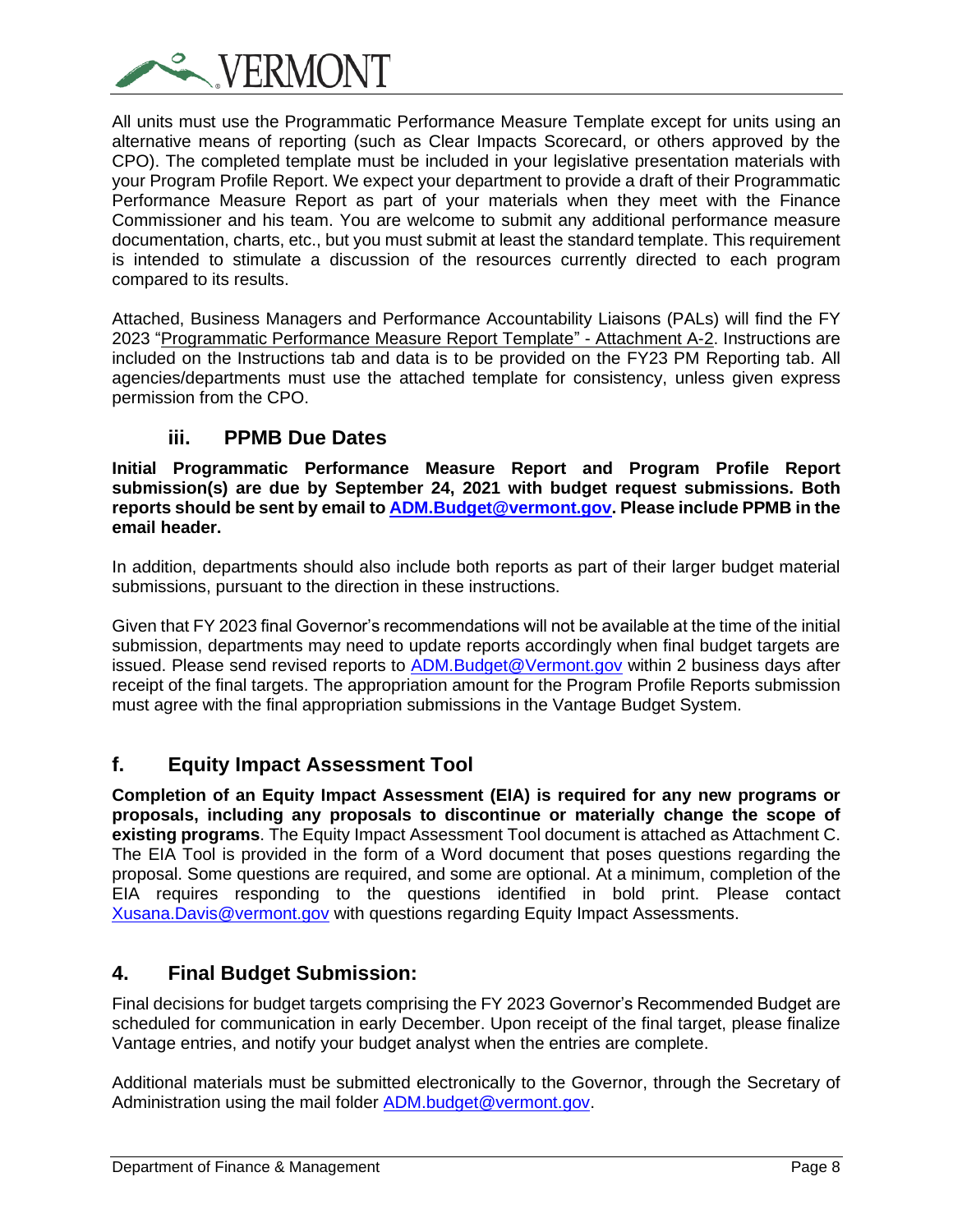All units must use the Programmatic Performance Measure Template except for units using an alternative means of reporting (such as Clear Impacts Scorecard, or others approved by the CPO). The completed template must be included in your legislative presentation materials with your Program Profile Report. We expect your department to provide a draft of their Programmatic Performance Measure Report as part of your materials when they meet with the Finance Commissioner and his team. You are welcome to submit any additional performance measure documentation, charts, etc., but you must submit at least the standard template. This requirement is intended to stimulate a discussion of the resources currently directed to each program compared to its results.

Attached, Business Managers and Performance Accountability Liaisons (PALs) will find the FY 2023 "Programmatic Performance Measure Report Template" - Attachment A-2. Instructions are included on the Instructions tab and data is to be provided on the FY23 PM Reporting tab. All agencies/departments must use the attached template for consistency, unless given express permission from the CPO.

### iii. PPMB Due Dates

**Initial Programmatic Performance Measure Report and Program Profile Report submission(s) are due by September 24, 2021 with budget request submissions. Both reports should be sent by email to ADM.Budget@vermont.gov. Please include PPMB in the email header.**

In addition, departments should also include both reports as part of their larger budget material submissions, pursuant to the direction in these instructions.

Given that FY 2023 final Governor's recommendations will not be available at the time of the initial submission, departments may need to update reports accordingly when final budget targets are issued. Please send revised reports to ADM.Budget@Vermont.gov within 2 business days after receipt of the final targets. The appropriation amount for the Program Profile Reports submission must agree with the final appropriation submissions in the Vantage Budget System.

## f. Equity Impact Assessment Tool

**Completion of an Equity Impact Assessment (EIA) is required for any new programs or proposals, including any proposals to discontinue or materially change the scope of existing programs**. The Equity Impact Assessment Tool document is attached as Attachment C. The EIA Tool is provided in the form of a Word document that poses questions regarding the proposal. Some questions are required, and some are optional. At a minimum, completion of the EIA requires responding to the questions identified in bold print. Please contact Xusana.Davis@vermont.gov with questions regarding Equity Impact Assessments.

## 4. Final Budget Submission:

Final decisions for budget targets comprising the FY 2023 Governor's Recommended Budget are scheduled for communication in early December. Upon receipt of the final target, please finalize Vantage entries, and notify your budget analyst when the entries are complete.

Additional materials must be submitted electronically to the Governor, through the Secretary of Administration using the mail folder ADM.budget@vermont.gov.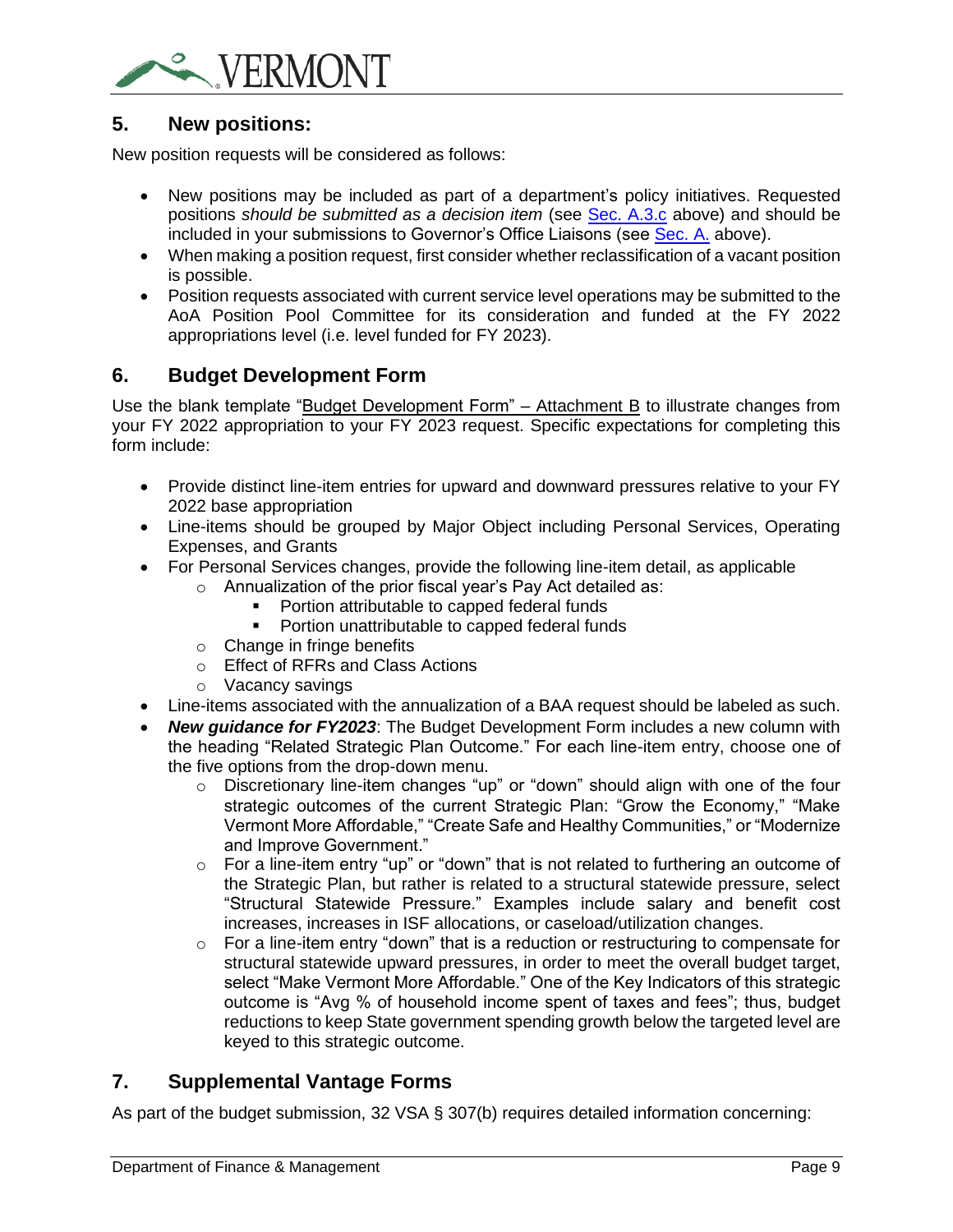## 5. New positions:

New position requests will be considered as follows:

- New positions may be included as part of a department's policy initiatives. Requested positions *should be submitted as a decision item* (see Sec. A.3.c above) and should be included in your submissions to Governor's Office Liaisons (see Sec. A. above).
- When making a position request, first consider whether reclassification of a vacant position is possible.
- Position requests associated with current service level operations may be submitted to the AoA Position Pool Committee for its consideration and funded at the FY 2022 appropriations level (i.e. level funded for FY 2023).

## 6. Budget Development Form

Use the blank template "Budget Development Form" – Attachment B to illustrate changes from your FY 2022 appropriation to your FY 2023 request. Specific expectations for completing this form include:

- Provide distinct line-item entries for upward and downward pressures relative to your FY 2022 base appropriation
- Line-items should be grouped by Major Object including Personal Services, Operating Expenses, and Grants
- For Personal Services changes, provide the following line-item detail, as applicable
  - Annualization of the prior fiscal year's Pay Act detailed as:
    - Portion attributable to capped federal funds
    - Portion unattributable to capped federal funds
  - Change in fringe benefits
  - Effect of RFRs and Class Actions
  - Vacancy savings
- Line-items associated with the annualization of a BAA request should be labeled as such.
- ***New guidance for FY2023***: The Budget Development Form includes a new column with the heading "Related Strategic Plan Outcome." For each line-item entry, choose one of the five options from the drop-down menu.
  - Discretionary line-item changes "up" or "down" should align with one of the four strategic outcomes of the current Strategic Plan: "Grow the Economy," "Make Vermont More Affordable," "Create Safe and Healthy Communities," or "Modernize and Improve Government."
  - For a line-item entry "up" or "down" that is not related to furthering an outcome of the Strategic Plan, but rather is related to a structural statewide pressure, select "Structural Statewide Pressure." Examples include salary and benefit cost increases, increases in ISF allocations, or caseload/utilization changes.
  - For a line-item entry "down" that is a reduction or restructuring to compensate for structural statewide upward pressures, in order to meet the overall budget target, select "Make Vermont More Affordable." One of the Key Indicators of this strategic outcome is "Avg % of household income spent of taxes and fees"; thus, budget reductions to keep State government spending growth below the targeted level are keyed to this strategic outcome.

## 7. Supplemental Vantage Forms

As part of the budget submission, 32 VSA § 307(b) requires detailed information concerning: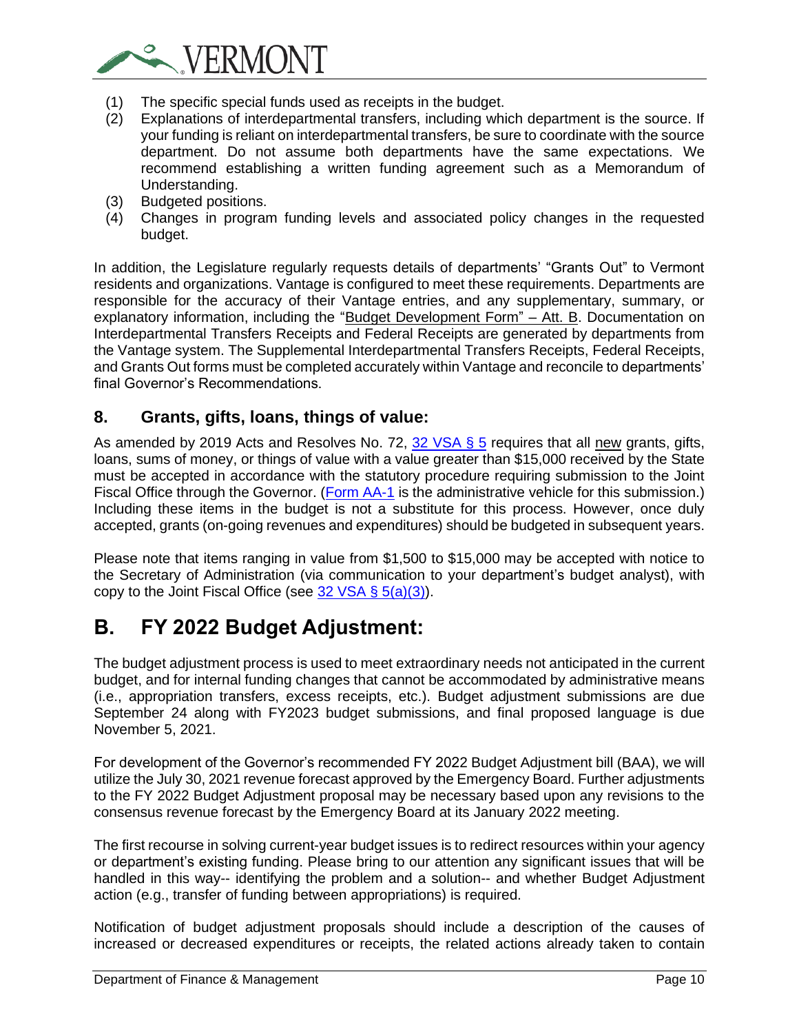(1) The specific special funds used as receipts in the budget.
(2) Explanations of interdepartmental transfers, including which department is the source. If your funding is reliant on interdepartmental transfers, be sure to coordinate with the source department. Do not assume both departments have the same expectations. We recommend establishing a written funding agreement such as a Memorandum of Understanding.
(3) Budgeted positions.
(4) Changes in program funding levels and associated policy changes in the requested budget.

In addition, the Legislature regularly requests details of departments' "Grants Out" to Vermont residents and organizations. Vantage is configured to meet these requirements. Departments are responsible for the accuracy of their Vantage entries, and any supplementary, summary, or explanatory information, including the "Budget Development Form" – Att. B. Documentation on Interdepartmental Transfers Receipts and Federal Receipts are generated by departments from the Vantage system. The Supplemental Interdepartmental Transfers Receipts, Federal Receipts, and Grants Out forms must be completed accurately within Vantage and reconcile to departments' final Governor's Recommendations.

### 8. Grants, gifts, loans, things of value:

As amended by 2019 Acts and Resolves No. 72, 32 VSA § 5 requires that all new grants, gifts, loans, sums of money, or things of value with a value greater than $15,000 received by the State must be accepted in accordance with the statutory procedure requiring submission to the Joint Fiscal Office through the Governor. (Form AA-1 is the administrative vehicle for this submission.) Including these items in the budget is not a substitute for this process. However, once duly accepted, grants (on-going revenues and expenditures) should be budgeted in subsequent years.

Please note that items ranging in value from $1,500 to $15,000 may be accepted with notice to the Secretary of Administration (via communication to your department's budget analyst), with copy to the Joint Fiscal Office (see 32 VSA § 5(a)(3)).

## B. FY 2022 Budget Adjustment:

The budget adjustment process is used to meet extraordinary needs not anticipated in the current budget, and for internal funding changes that cannot be accommodated by administrative means (i.e., appropriation transfers, excess receipts, etc.). Budget adjustment submissions are due September 24 along with FY2023 budget submissions, and final proposed language is due November 5, 2021.

For development of the Governor's recommended FY 2022 Budget Adjustment bill (BAA), we will utilize the July 30, 2021 revenue forecast approved by the Emergency Board. Further adjustments to the FY 2022 Budget Adjustment proposal may be necessary based upon any revisions to the consensus revenue forecast by the Emergency Board at its January 2022 meeting.

The first recourse in solving current-year budget issues is to redirect resources within your agency or department's existing funding. Please bring to our attention any significant issues that will be handled in this way-- identifying the problem and a solution-- and whether Budget Adjustment action (e.g., transfer of funding between appropriations) is required.

Notification of budget adjustment proposals should include a description of the causes of increased or decreased expenditures or receipts, the related actions already taken to contain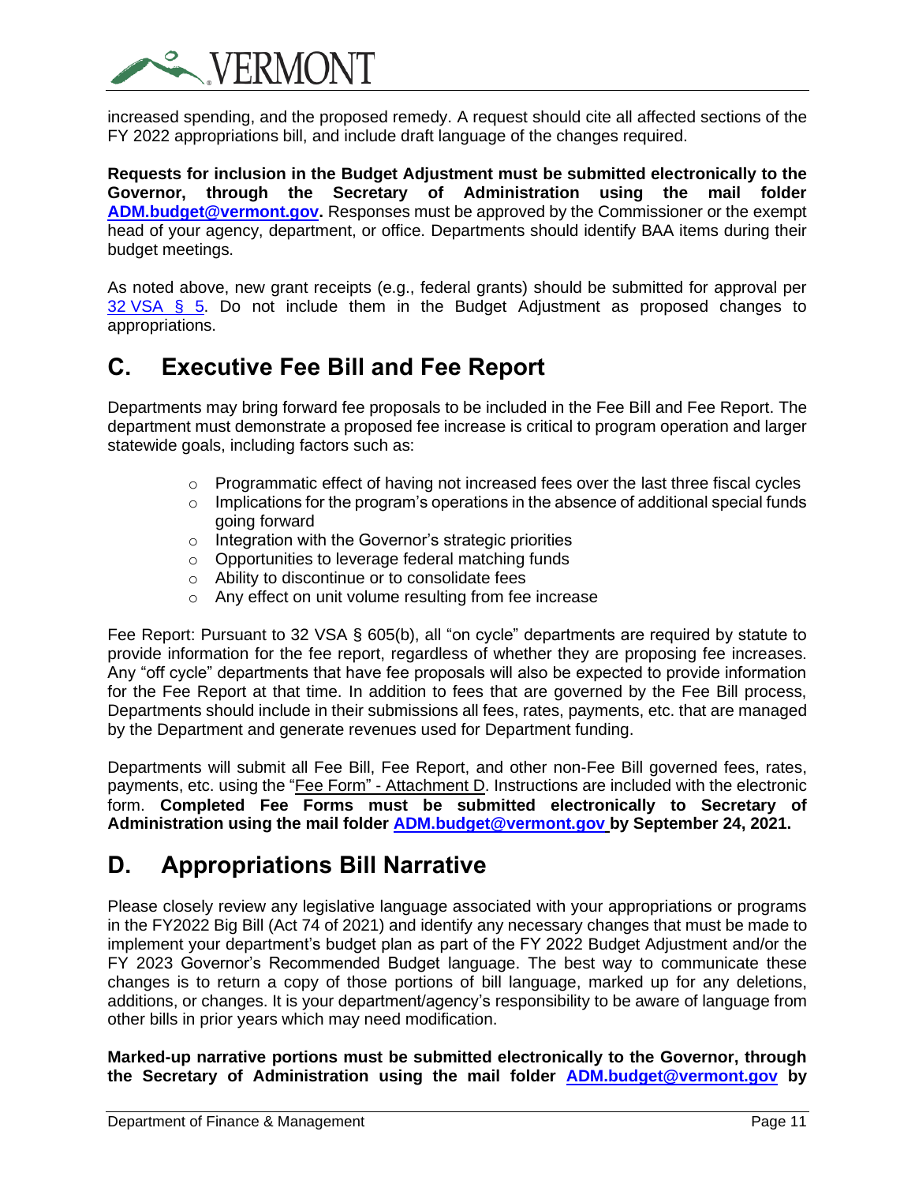increased spending, and the proposed remedy. A request should cite all affected sections of the FY 2022 appropriations bill, and include draft language of the changes required.

**Requests for inclusion in the Budget Adjustment must be submitted electronically to the Governor, through the Secretary of Administration using the mail folder ADM.budget@vermont.gov.** Responses must be approved by the Commissioner or the exempt head of your agency, department, or office. Departments should identify BAA items during their budget meetings.

As noted above, new grant receipts (e.g., federal grants) should be submitted for approval per 32 VSA § 5. Do not include them in the Budget Adjustment as proposed changes to appropriations.

## C. Executive Fee Bill and Fee Report

Departments may bring forward fee proposals to be included in the Fee Bill and Fee Report. The department must demonstrate a proposed fee increase is critical to program operation and larger statewide goals, including factors such as:

- Programmatic effect of having not increased fees over the last three fiscal cycles
- Implications for the program's operations in the absence of additional special funds going forward
- Integration with the Governor's strategic priorities
- Opportunities to leverage federal matching funds
- Ability to discontinue or to consolidate fees
- Any effect on unit volume resulting from fee increase

Fee Report: Pursuant to 32 VSA § 605(b), all "on cycle" departments are required by statute to provide information for the fee report, regardless of whether they are proposing fee increases. Any "off cycle" departments that have fee proposals will also be expected to provide information for the Fee Report at that time. In addition to fees that are governed by the Fee Bill process, Departments should include in their submissions all fees, rates, payments, etc. that are managed by the Department and generate revenues used for Department funding.

Departments will submit all Fee Bill, Fee Report, and other non-Fee Bill governed fees, rates, payments, etc. using the "Fee Form" - Attachment D. Instructions are included with the electronic form. **Completed Fee Forms must be submitted electronically to Secretary of Administration using the mail folder ADM.budget@vermont.gov by September 24, 2021.**

## D. Appropriations Bill Narrative

Please closely review any legislative language associated with your appropriations or programs in the FY2022 Big Bill (Act 74 of 2021) and identify any necessary changes that must be made to implement your department's budget plan as part of the FY 2022 Budget Adjustment and/or the FY 2023 Governor's Recommended Budget language. The best way to communicate these changes is to return a copy of those portions of bill language, marked up for any deletions, additions, or changes. It is your department/agency's responsibility to be aware of language from other bills in prior years which may need modification.

**Marked-up narrative portions must be submitted electronically to the Governor, through the Secretary of Administration using the mail folder ADM.budget@vermont.gov by**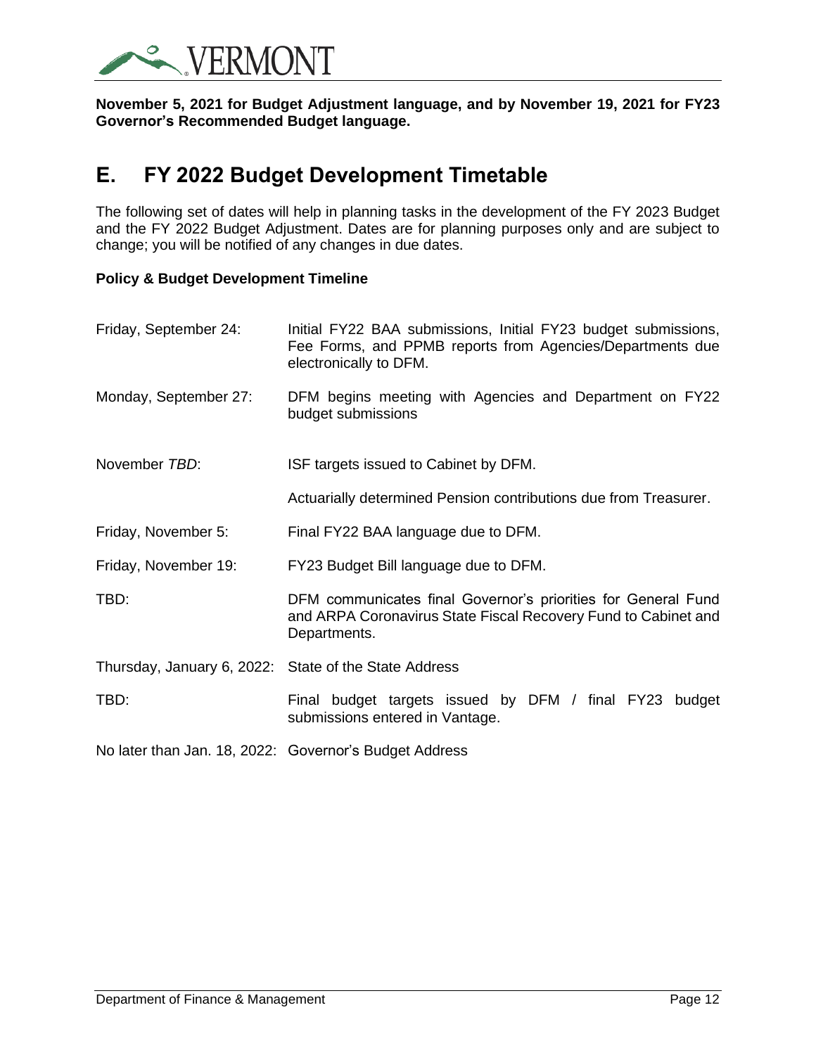**November 5, 2021 for Budget Adjustment language, and by November 19, 2021 for FY23 Governor's Recommended Budget language.**

## E. FY 2022 Budget Development Timetable

The following set of dates will help in planning tasks in the development of the FY 2023 Budget and the FY 2022 Budget Adjustment. Dates are for planning purposes only and are subject to change; you will be notified of any changes in due dates.

**Policy & Budget Development Timeline**

| | |
|---|---|
| Friday, September 24: | Initial FY22 BAA submissions, Initial FY23 budget submissions, Fee Forms, and PPMB reports from Agencies/Departments due electronically to DFM. |
| Monday, September 27: | DFM begins meeting with Agencies and Department on FY22 budget submissions |
| November *TBD*: | ISF targets issued to Cabinet by DFM. |
| | Actuarially determined Pension contributions due from Treasurer. |
| Friday, November 5: | Final FY22 BAA language due to DFM. |
| Friday, November 19: | FY23 Budget Bill language due to DFM. |
| TBD: | DFM communicates final Governor's priorities for General Fund and ARPA Coronavirus State Fiscal Recovery Fund to Cabinet and Departments. |
| Thursday, January 6, 2022: | State of the State Address |
| TBD: | Final budget targets issued by DFM / final FY23 budget submissions entered in Vantage. |
| No later than Jan. 18, 2022: | Governor's Budget Address |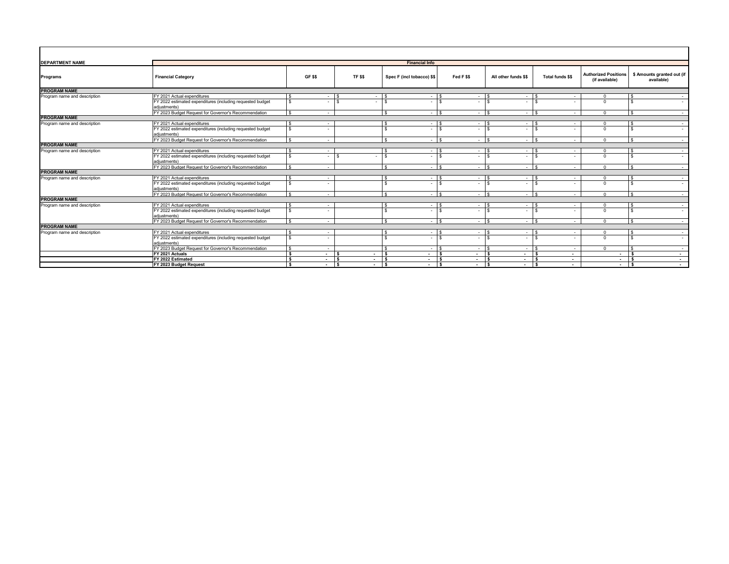| DEPARTMENT NAME | Financial Info | | | | | | | | |
|---|---|---|---|---|---|---|---|---|---|
| Programs | Financial Category | GF $$ | TF $$ | Spec F (incl tobacco) $$ | Fed F $$ | All other funds $$ | Total funds $$ | Authorized Positions (if available) | $ Amounts granted out (if available) |
| **PROGRAM NAME** | | | | | | | | | |
| Program name and description | FY 2021 Actual expenditures | $ - | $ - | $ - | $ - | $ - | $ - | 0 | $ - |
| | FY 2022 estimated expenditures (including requested budget adjustments) | $ - | $ - | $ - | $ - | $ - | $ - | 0 | $ - |
| | FY 2023 Budget Request for Governor's Recommendation | $ - | | $ - | $ - | $ - | $ - | 0 | $ - |
| **PROGRAM NAME** | | | | | | | | | |
| Program name and description | FY 2021 Actual expenditures | $ - | | $ - | $ - | $ - | $ - | 0 | $ - |
| | FY 2022 estimated expenditures (including requested budget adjustments) | $ - | | $ - | $ - | $ - | $ - | 0 | $ - |
| | FY 2023 Budget Request for Governor's Recommendation | $ - | | $ - | $ - | $ - | $ - | 0 | $ - |
| **PROGRAM NAME** | | | | | | | | | |
| Program name and description | FY 2021 Actual expenditures | $ - | | $ - | $ - | $ - | $ - | 0 | $ - |
| | FY 2022 estimated expenditures (including requested budget adjustments) | $ - | $ - | $ - | $ - | $ - | $ - | 0 | $ - |
| | FY 2023 Budget Request for Governor's Recommendation | $ - | | $ - | $ - | $ - | $ - | 0 | $ - |
| **PROGRAM NAME** | | | | | | | | | |
| Program name and description | FY 2021 Actual expenditures | $ - | | $ - | $ - | $ - | $ - | 0 | $ - |
| | FY 2022 estimated expenditures (including requested budget adjustments) | $ - | | $ - | $ - | $ - | $ - | 0 | $ - |
| | FY 2023 Budget Request for Governor's Recommendation | $ - | | $ - | $ - | $ - | $ - | 0 | $ - |
| **PROGRAM NAME** | | | | | | | | | |
| Program name and description | FY 2021 Actual expenditures | $ - | | $ - | $ - | $ - | $ - | 0 | $ - |
| | FY 2022 estimated expenditures (including requested budget adjustments) | $ - | | $ - | $ - | $ - | $ - | 0 | $ - |
| | FY 2023 Budget Request for Governor's Recommendation | $ - | | $ - | $ - | $ - | $ - | 0 | $ - |
| **PROGRAM NAME** | | | | | | | | | |
| Program name and description | FY 2021 Actual expenditures | $ - | | $ - | $ - | $ - | $ - | 0 | $ - |
| | FY 2022 estimated expenditures (including requested budget adjustments) | $ - | | $ - | $ - | $ - | $ - | 0 | $ - |
| | FY 2023 Budget Request for Governor's Recommendation | $ - | | $ - | $ - | $ - | $ - | 0 | $ - |
| | **FY 2021 Actuals** | **$ -** | **$ -** | **$ -** | **$ -** | **$ -** | **$ -** | **-** | **$ -** |
| | **FY 2022 Estimated** | **$ -** | **$ -** | **$ -** | **$ -** | **$ -** | **$ -** | **-** | **$ -** |
| | **FY 2023 Budget Request** | **$ -** | **$ -** | **$ -** | **$ -** | **$ -** | **$ -** | **-** | **$ -** |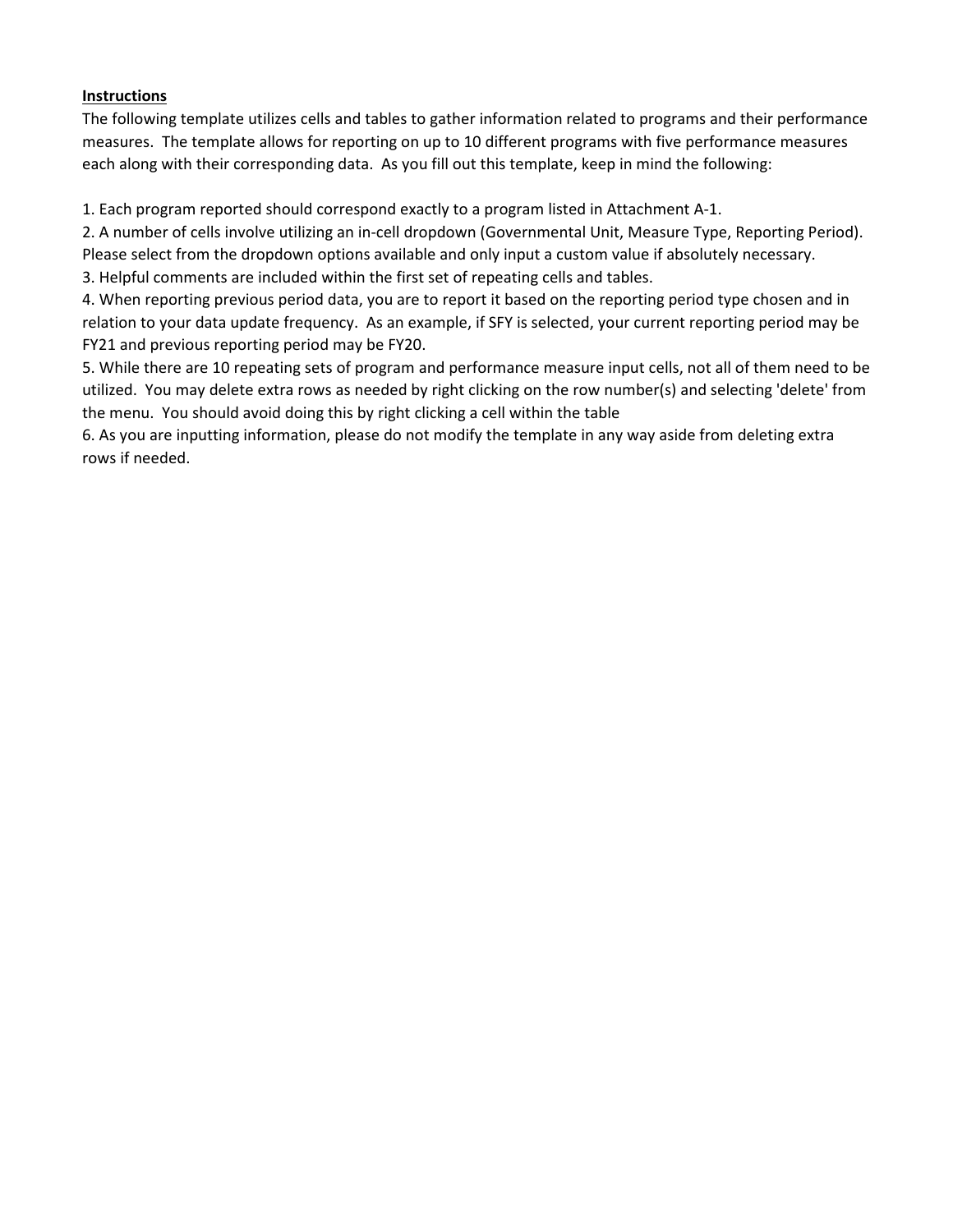**Instructions**

The following template utilizes cells and tables to gather information related to programs and their performance measures. The template allows for reporting on up to 10 different programs with five performance measures each along with their corresponding data. As you fill out this template, keep in mind the following:

1. Each program reported should correspond exactly to a program listed in Attachment A-1.
2. A number of cells involve utilizing an in-cell dropdown (Governmental Unit, Measure Type, Reporting Period). Please select from the dropdown options available and only input a custom value if absolutely necessary.
3. Helpful comments are included within the first set of repeating cells and tables.
4. When reporting previous period data, you are to report it based on the reporting period type chosen and in relation to your data update frequency. As an example, if SFY is selected, your current reporting period may be FY21 and previous reporting period may be FY20.
5. While there are 10 repeating sets of program and performance measure input cells, not all of them need to be utilized. You may delete extra rows as needed by right clicking on the row number(s) and selecting 'delete' from the menu. You should avoid doing this by right clicking a cell within the table
6. As you are inputting information, please do not modify the template in any way aside from deleting extra rows if needed.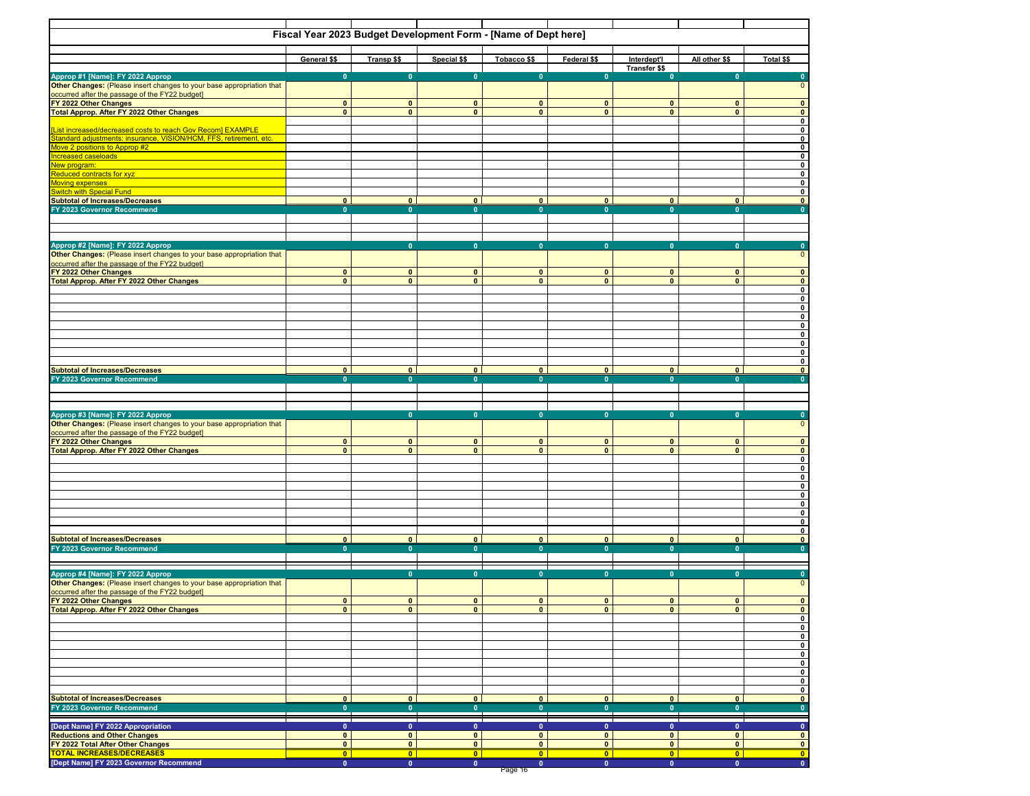# Fiscal Year 2023 Budget Development Form - [Name of Dept here]

| | General $$ | Transp $$ | Special $$ | Tobacco $$ | Federal $$ | Interdept'l Transfer $$ | All other $$ | Total $$ |
|---|---|---|---|---|---|---|---|---|
| **Approp #1 [Name]: FY 2022 Approp** | 0 | 0 | 0 | 0 | 0 | 0 | 0 | 0 |
| **Other Changes:** (Please insert changes to your base appropriation that occurred after the passage of the FY22 budget] | | | | | | | | 0 |
| **FY 2022 Other Changes** | 0 | 0 | 0 | 0 | 0 | 0 | 0 | 0 |
| **Total Approp. After FY 2022 Other Changes** | 0 | 0 | 0 | 0 | 0 | 0 | 0 | 0 |
| | | | | | | | | 0 |
| [List increased/decreased costs to reach Gov Recom] EXAMPLE | | | | | | | | 0 |
| Standard adjustments: insurance, VISION/HCM, FFS, retirement, etc. | | | | | | | | 0 |
| Move 2 positions to Approp #2 | | | | | | | | 0 |
| Increased caseloads | | | | | | | | 0 |
| New program: | | | | | | | | 0 |
| Reduced contracts for xyz | | | | | | | | 0 |
| Moving expenses | | | | | | | | 0 |
| Switch with Special Fund | | | | | | | | 0 |
| **Subtotal of Increases/Decreases** | 0 | 0 | 0 | 0 | 0 | 0 | 0 | 0 |
| **FY 2023 Governor Recommend** | 0 | 0 | 0 | 0 | 0 | 0 | 0 | 0 |
| **Approp #2 [Name]: FY 2022 Approp** | | 0 | 0 | 0 | 0 | 0 | 0 | 0 |
| **Other Changes:** (Please insert changes to your base appropriation that occurred after the passage of the FY22 budget] | | | | | | | | 0 |
| **FY 2022 Other Changes** | 0 | 0 | 0 | 0 | 0 | 0 | 0 | 0 |
| **Total Approp. After FY 2022 Other Changes** | 0 | 0 | 0 | 0 | 0 | 0 | 0 | 0 |
| | | | | | | | | 0 |
| | | | | | | | | 0 |
| | | | | | | | | 0 |
| | | | | | | | | 0 |
| | | | | | | | | 0 |
| | | | | | | | | 0 |
| | | | | | | | | 0 |
| | | | | | | | | 0 |
| | | | | | | | | 0 |
| **Subtotal of Increases/Decreases** | 0 | 0 | 0 | 0 | 0 | 0 | 0 | 0 |
| **FY 2023 Governor Recommend** | 0 | 0 | 0 | 0 | 0 | 0 | 0 | 0 |
| **Approp #3 [Name]: FY 2022 Approp** | | 0 | 0 | 0 | 0 | 0 | 0 | 0 |
| **Other Changes:** (Please insert changes to your base appropriation that occurred after the passage of the FY22 budget] | | | | | | | | 0 |
| **FY 2022 Other Changes** | 0 | 0 | 0 | 0 | 0 | 0 | 0 | 0 |
| **Total Approp. After FY 2022 Other Changes** | 0 | 0 | 0 | 0 | 0 | 0 | 0 | 0 |
| | | | | | | | | 0 |
| | | | | | | | | 0 |
| | | | | | | | | 0 |
| | | | | | | | | 0 |
| | | | | | | | | 0 |
| | | | | | | | | 0 |
| | | | | | | | | 0 |
| | | | | | | | | 0 |
| | | | | | | | | 0 |
| **Subtotal of Increases/Decreases** | 0 | 0 | 0 | 0 | 0 | 0 | 0 | 0 |
| **FY 2023 Governor Recommend** | 0 | 0 | 0 | 0 | 0 | 0 | 0 | 0 |
| **Approp #4 [Name]: FY 2022 Approp** | | 0 | 0 | 0 | 0 | 0 | 0 | 0 |
| **Other Changes:** (Please insert changes to your base appropriation that occurred after the passage of the FY22 budget] | | | | | | | | 0 |
| **FY 2022 Other Changes** | 0 | 0 | 0 | 0 | 0 | 0 | 0 | 0 |
| **Total Approp. After FY 2022 Other Changes** | 0 | 0 | 0 | 0 | 0 | 0 | 0 | 0 |
| | | | | | | | | 0 |
| | | | | | | | | 0 |
| | | | | | | | | 0 |
| | | | | | | | | 0 |
| | | | | | | | | 0 |
| | | | | | | | | 0 |
| | | | | | | | | 0 |
| | | | | | | | | 0 |
| | | | | | | | | 0 |
| **Subtotal of Increases/Decreases** | 0 | 0 | 0 | 0 | 0 | 0 | 0 | 0 |
| **FY 2023 Governor Recommend** | 0 | 0 | 0 | 0 | 0 | 0 | 0 | 0 |
| **[Dept Name] FY 2022 Appropriation** | 0 | 0 | 0 | 0 | 0 | 0 | 0 | 0 |
| **Reductions and Other Changes** | 0 | 0 | 0 | 0 | 0 | 0 | 0 | 0 |
| **FY 2022 Total After Other Changes** | 0 | 0 | 0 | 0 | 0 | 0 | 0 | 0 |
| **TOTAL INCREASES/DECREASES** | 0 | 0 | 0 | 0 | 0 | 0 | 0 | 0 |
| **[Dept Name] FY 2023 Governor Recommend** | 0 | 0 | 0 | 0 | 0 | 0 | 0 | 0 |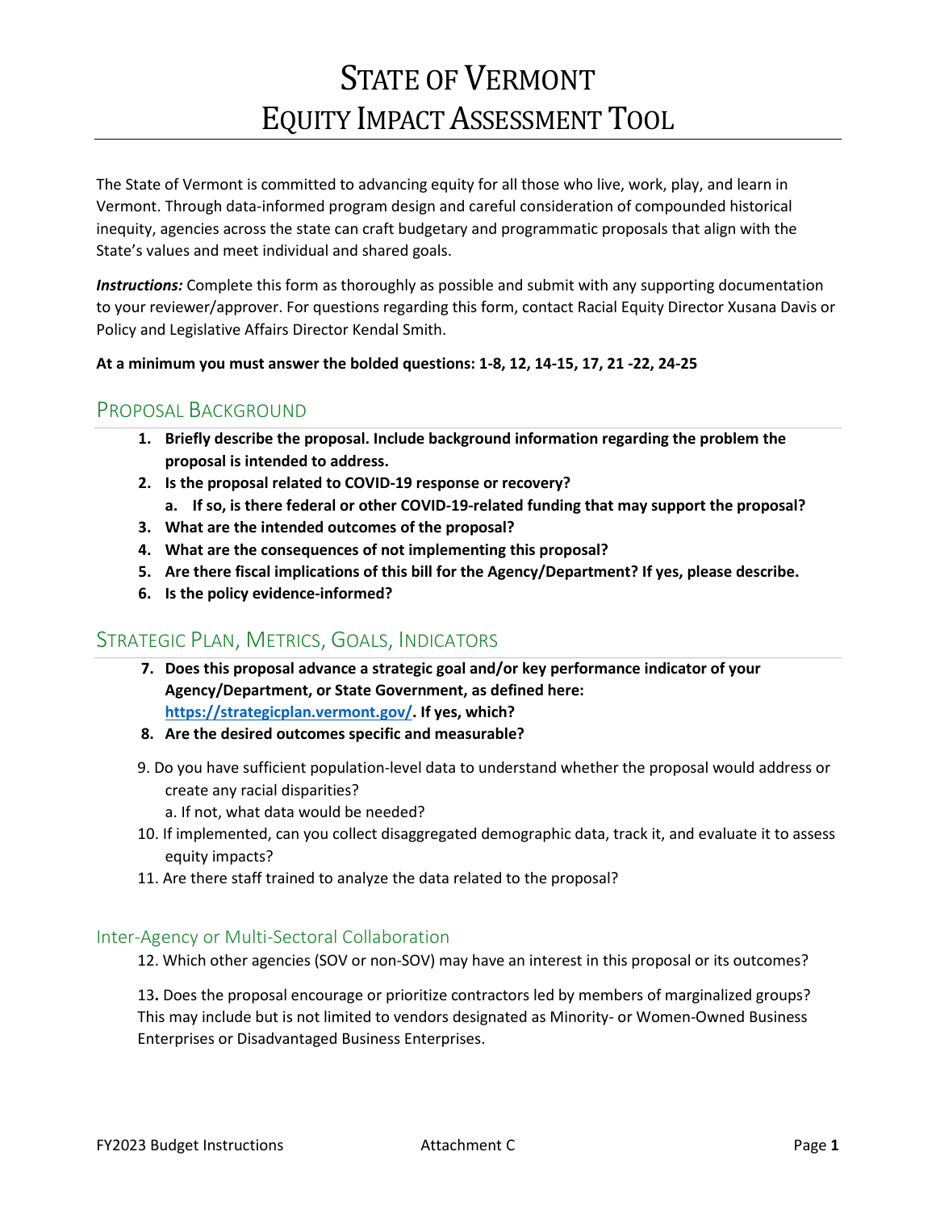# State of Vermont
# Equity Impact Assessment Tool

The State of Vermont is committed to advancing equity for all those who live, work, play, and learn in Vermont. Through data-informed program design and careful consideration of compounded historical inequity, agencies across the state can craft budgetary and programmatic proposals that align with the State's values and meet individual and shared goals.

***Instructions:*** Complete this form as thoroughly as possible and submit with any supporting documentation to your reviewer/approver. For questions regarding this form, contact Racial Equity Director Xusana Davis or Policy and Legislative Affairs Director Kendal Smith.

**At a minimum you must answer the bolded questions: 1-8, 12, 14-15, 17, 21 -22, 24-25**

## Proposal Background

1. **Briefly describe the proposal. Include background information regarding the problem the proposal is intended to address.**
2. **Is the proposal related to COVID-19 response or recovery?**
   a. **If so, is there federal or other COVID-19-related funding that may support the proposal?**
3. **What are the intended outcomes of the proposal?**
4. **What are the consequences of not implementing this proposal?**
5. **Are there fiscal implications of this bill for the Agency/Department? If yes, please describe.**
6. **Is the policy evidence-informed?**

## Strategic Plan, Metrics, Goals, Indicators

7. **Does this proposal advance a strategic goal and/or key performance indicator of your Agency/Department, or State Government, as defined here: [https://strategicplan.vermont.gov/](https://strategicplan.vermont.gov/). If yes, which?**
8. **Are the desired outcomes specific and measurable?**

9. Do you have sufficient population-level data to understand whether the proposal would address or create any racial disparities?
   a. If not, what data would be needed?
10. If implemented, can you collect disaggregated demographic data, track it, and evaluate it to assess equity impacts?
11. Are there staff trained to analyze the data related to the proposal?

## Inter-Agency or Multi-Sectoral Collaboration

12. Which other agencies (SOV or non-SOV) may have an interest in this proposal or its outcomes?

13. Does the proposal encourage or prioritize contractors led by members of marginalized groups? This may include but is not limited to vendors designated as Minority- or Women-Owned Business Enterprises or Disadvantaged Business Enterprises.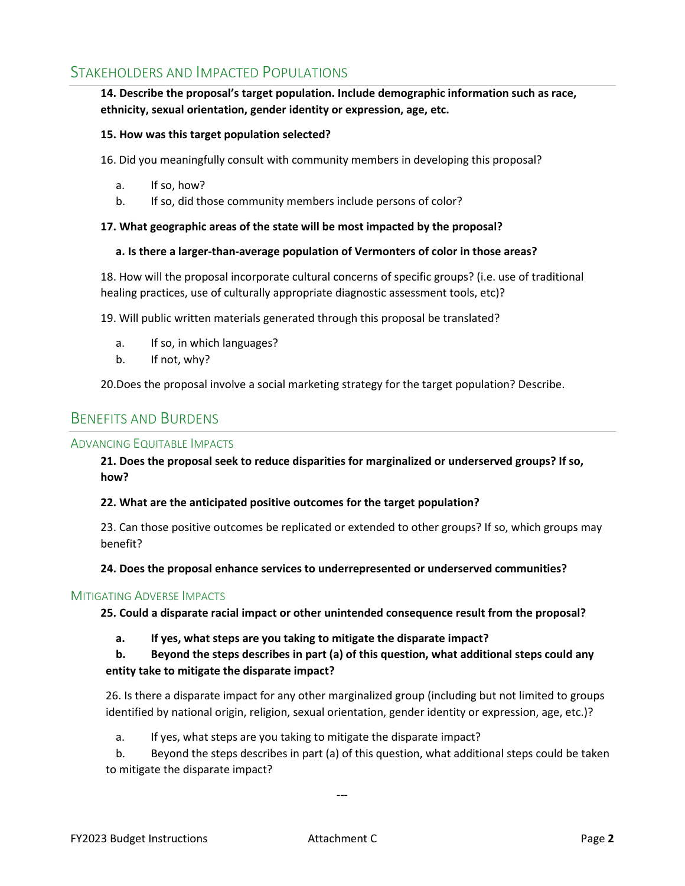## Stakeholders and Impacted Populations

**14. Describe the proposal's target population. Include demographic information such as race, ethnicity, sexual orientation, gender identity or expression, age, etc.**

**15. How was this target population selected?**

16. Did you meaningfully consult with community members in developing this proposal?

a. If so, how?
b. If so, did those community members include persons of color?

**17. What geographic areas of the state will be most impacted by the proposal?**

**a. Is there a larger-than-average population of Vermonters of color in those areas?**

18. How will the proposal incorporate cultural concerns of specific groups? (i.e. use of traditional healing practices, use of culturally appropriate diagnostic assessment tools, etc)?

19. Will public written materials generated through this proposal be translated?

a. If so, in which languages?
b. If not, why?

20.Does the proposal involve a social marketing strategy for the target population? Describe.

## Benefits and Burdens

### Advancing Equitable Impacts

**21. Does the proposal seek to reduce disparities for marginalized or underserved groups? If so, how?**

**22. What are the anticipated positive outcomes for the target population?**

23. Can those positive outcomes be replicated or extended to other groups? If so, which groups may benefit?

**24. Does the proposal enhance services to underrepresented or underserved communities?**

### Mitigating Adverse Impacts

**25. Could a disparate racial impact or other unintended consequence result from the proposal?**

**a. If yes, what steps are you taking to mitigate the disparate impact?**
**b. Beyond the steps describes in part (a) of this question, what additional steps could any entity take to mitigate the disparate impact?**

26. Is there a disparate impact for any other marginalized group (including but not limited to groups identified by national origin, religion, sexual orientation, gender identity or expression, age, etc.)?

a. If yes, what steps are you taking to mitigate the disparate impact?
b. Beyond the steps describes in part (a) of this question, what additional steps could be taken to mitigate the disparate impact?

---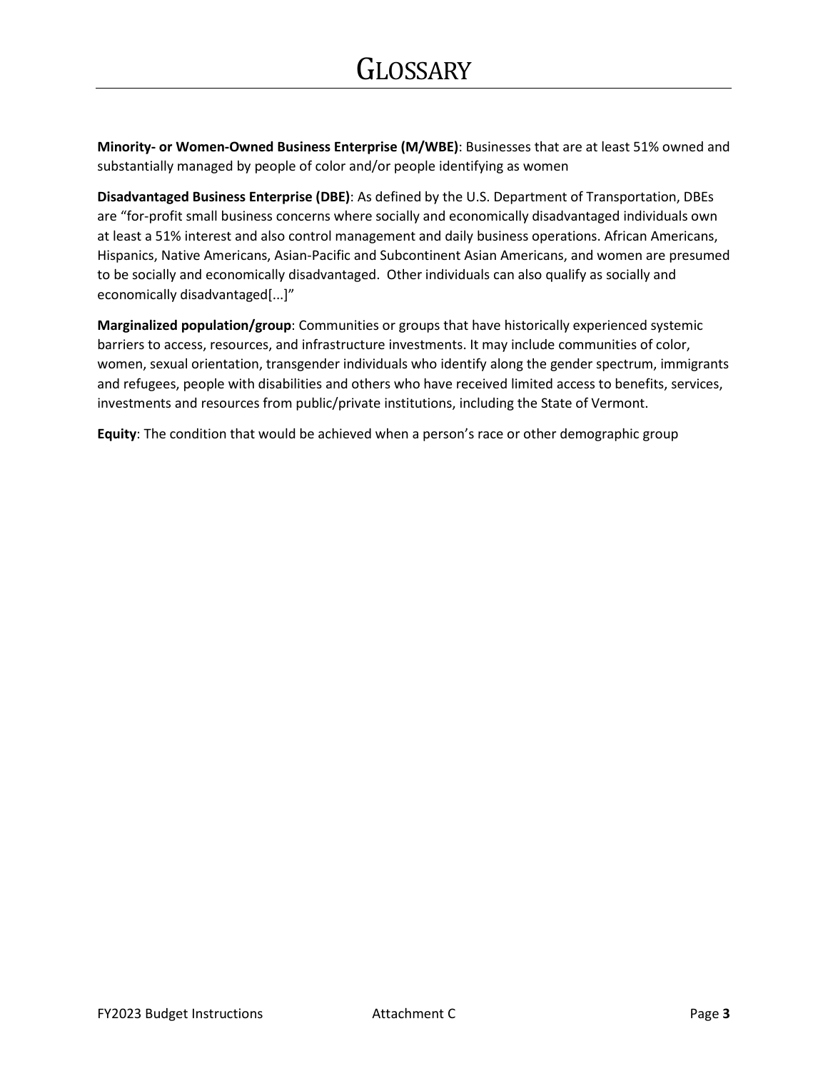# GLOSSARY

**Minority- or Women-Owned Business Enterprise (M/WBE)**: Businesses that are at least 51% owned and substantially managed by people of color and/or people identifying as women

**Disadvantaged Business Enterprise (DBE)**: As defined by the U.S. Department of Transportation, DBEs are "for-profit small business concerns where socially and economically disadvantaged individuals own at least a 51% interest and also control management and daily business operations. African Americans, Hispanics, Native Americans, Asian-Pacific and Subcontinent Asian Americans, and women are presumed to be socially and economically disadvantaged. Other individuals can also qualify as socially and economically disadvantaged[...]"

**Marginalized population/group**: Communities or groups that have historically experienced systemic barriers to access, resources, and infrastructure investments. It may include communities of color, women, sexual orientation, transgender individuals who identify along the gender spectrum, immigrants and refugees, people with disabilities and others who have received limited access to benefits, services, investments and resources from public/private institutions, including the State of Vermont.

**Equity**: The condition that would be achieved when a person's race or other demographic group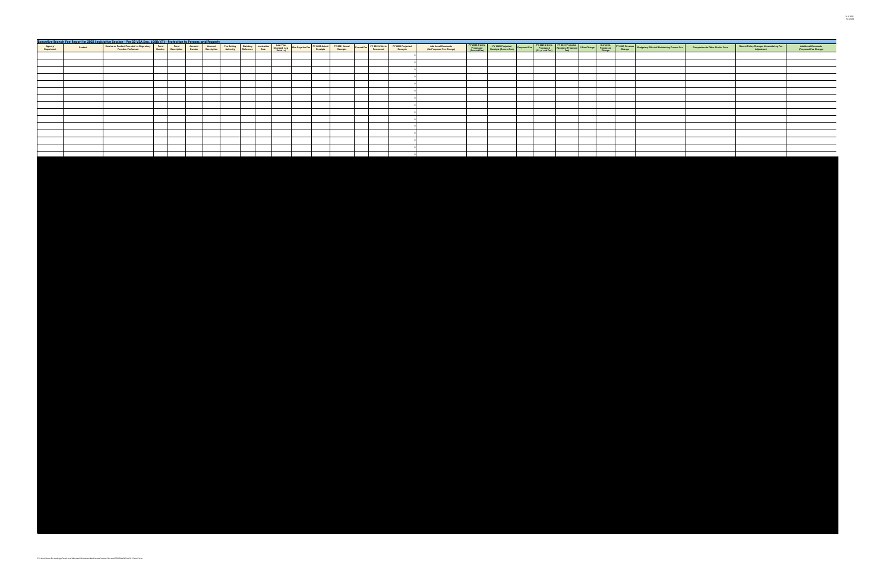## Executive Branch Fee Report for 2022 Legislative Session - Per 32 VSA Sec. 605(b)(1) - Protection to Persons and Property

| Agency/ Department | Contact | Service or Product Provided, or Regulatory Function Performed | Fund Number | Fund Description | Account Number | Account Description | Fee Setting Authority | Statutory Reference | Termination Date | Last Year Changed, Leg Action | Who Pays the Fee | FY 2020 Actual Receipts | FY 2021 Actual Receipts | Current Fee | FY 2022 # Units Processed | FY 2022 Projected Receipts | Additional Comments (No Proposed Fee Change) | FY 2023 # Units Processed (Current Fee) | FY 2023 Projected Receipts (Current Fee) | Proposed Fee | FY 2023 # Units Processed (Proposed Fee) | FY 2023 Projected Receipts (Proposed Fee) | % Fee Change | # of Units Processed Change | FY 2023 Revenue Change | Budgetary Effect of Maintaining Current Fee | Comparison to Other Similar Fees | Recent Policy Changes Necessitating Fee Adjustment | Additional Comments (Proposed Fee Change) |
|---|---|---|---|---|---|---|---|---|---|---|---|---|---|---|---|---|---|---|---|---|---|---|---|---|---|---|---|---|---|
| | | | | | | | | | | | | | | | | 0 | | | | | | | | | | | | | |
| | | | | | | | | | | | | | | | | 0 | | | | | | | | | | | | | |
| | | | | | | | | | | | | | | | | 0 | | | | | | | | | | | | | |
| | | | | | | | | | | | | | | | | 0 | | | | | | | | | | | | | |
| | | | | | | | | | | | | | | | | 0 | | | | | | | | | | | | | |
| | | | | | | | | | | | | | | | | 0 | | | | | | | | | | | | | |
| | | | | | | | | | | | | | | | | 0 | | | | | | | | | | | | | |
| | | | | | | | | | | | | | | | | 0 | | | | | | | | | | | | | |
| | | | | | | | | | | | | | | | | 0 | | | | | | | | | | | | | |
| | | | | | | | | | | | | | | | | 0 | | | | | | | | | | | | | |
| | | | | | | | | | | | | | | | | 0 | | | | | | | | | | | | | |
| | | | | | | | | | | | | | | | | 0 | | | | | | | | | | | | | |
| | | | | | | | | | | | | | | | | 0 | | | | | | | | | | | | | |
| | | | | | | | | | | | | | | | | 0 | | | | | | | | | | | | | |
| | | | | | | | | | | | | | | | | 0 | | | | | | | | | | | | | |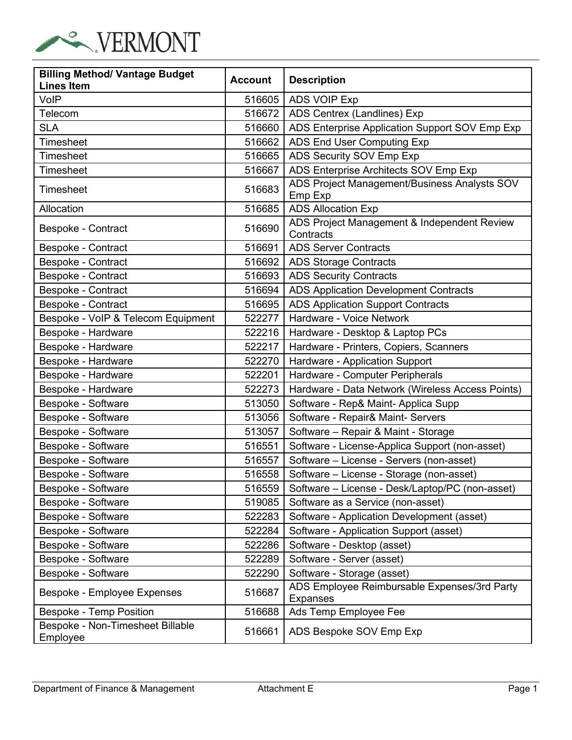| Billing Method/ Vantage Budget Lines Item | Account | Description |
|---|---|---|
| VoIP | 516605 | ADS VOIP Exp |
| Telecom | 516672 | ADS Centrex (Landlines) Exp |
| SLA | 516660 | ADS Enterprise Application Support SOV Emp Exp |
| Timesheet | 516662 | ADS End User Computing Exp |
| Timesheet | 516665 | ADS Security SOV Emp Exp |
| Timesheet | 516667 | ADS Enterprise Architects SOV Emp Exp |
| Timesheet | 516683 | ADS Project Management/Business Analysts SOV Emp Exp |
| Allocation | 516685 | ADS Allocation Exp |
| Bespoke - Contract | 516690 | ADS Project Management & Independent Review Contracts |
| Bespoke - Contract | 516691 | ADS Server Contracts |
| Bespoke - Contract | 516692 | ADS Storage Contracts |
| Bespoke - Contract | 516693 | ADS Security Contracts |
| Bespoke - Contract | 516694 | ADS Application Development Contracts |
| Bespoke - Contract | 516695 | ADS Application Support Contracts |
| Bespoke - VoIP & Telecom Equipment | 522277 | Hardware - Voice Network |
| Bespoke - Hardware | 522216 | Hardware - Desktop & Laptop PCs |
| Bespoke - Hardware | 522217 | Hardware - Printers, Copiers, Scanners |
| Bespoke - Hardware | 522270 | Hardware - Application Support |
| Bespoke - Hardware | 522201 | Hardware - Computer Peripherals |
| Bespoke - Hardware | 522273 | Hardware - Data Network (Wireless Access Points) |
| Bespoke - Software | 513050 | Software - Rep& Maint- Applica Supp |
| Bespoke - Software | 513056 | Software - Repair& Maint- Servers |
| Bespoke - Software | 513057 | Software – Repair & Maint - Storage |
| Bespoke - Software | 516551 | Software - License-Applica Support (non-asset) |
| Bespoke - Software | 516557 | Software – License - Servers (non-asset) |
| Bespoke - Software | 516558 | Software – License - Storage (non-asset) |
| Bespoke - Software | 516559 | Software – License - Desk/Laptop/PC (non-asset) |
| Bespoke - Software | 519085 | Software as a Service (non-asset) |
| Bespoke - Software | 522283 | Software - Application Development (asset) |
| Bespoke - Software | 522284 | Software - Application Support (asset) |
| Bespoke - Software | 522286 | Software - Desktop (asset) |
| Bespoke - Software | 522289 | Software - Server (asset) |
| Bespoke - Software | 522290 | Software - Storage (asset) |
| Bespoke - Employee Expenses | 516687 | ADS Employee Reimbursable Expenses/3rd Party Expanses |
| Bespoke - Temp Position | 516688 | Ads Temp Employee Fee |
| Bespoke - Non-Timesheet Billable Employee | 516661 | ADS Bespoke SOV Emp Exp |